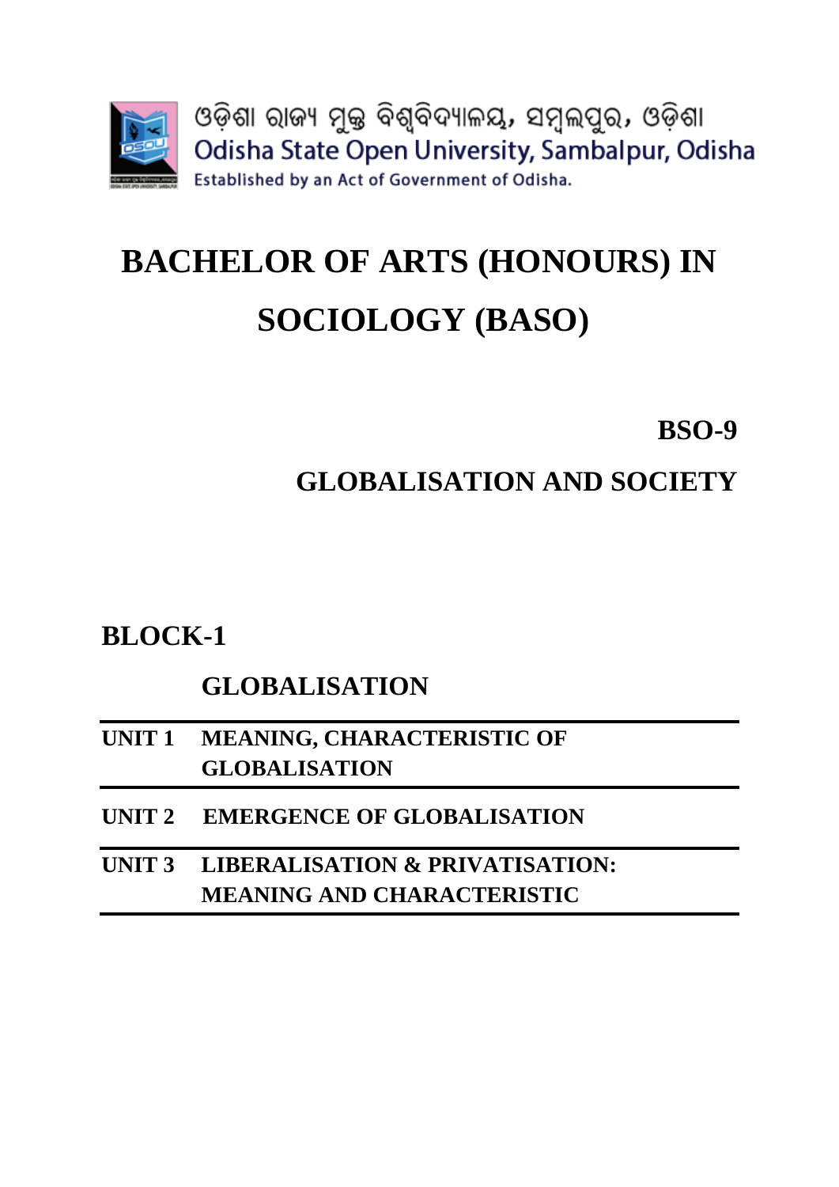ଓଡ଼ିଶା ରାଜ୍ୟ ମୁକ୍ତ ବିଶ୍ୱବିଦ୍ୟାଳୟ, ସମ୍ବଲପୁର, ଓଡ଼ିଶା

Odisha State Open University, Sambalpur, Odisha

Established by an Act of Government of Odisha.

# BACHELOR OF ARTS (HONOURS) IN SOCIOLOGY (BASO)

## BSO-9

## GLOBALISATION AND SOCIETY

## BLOCK-1

### GLOBALISATION

| | |
|---|---|
| **UNIT 1** | **MEANING, CHARACTERISTIC OF GLOBALISATION** |
| **UNIT 2** | **EMERGENCE OF GLOBALISATION** |
| **UNIT 3** | **LIBERALISATION & PRIVATISATION: MEANING AND CHARACTERISTIC** |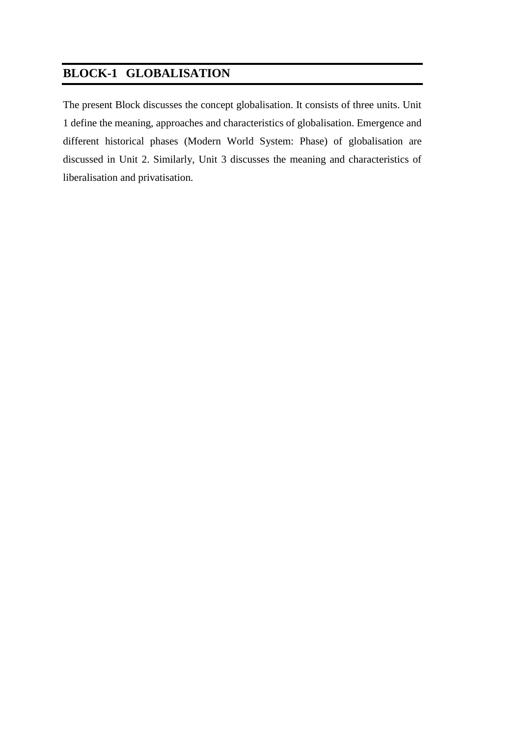# BLOCK-1 GLOBALISATION

The present Block discusses the concept globalisation. It consists of three units. Unit 1 define the meaning, approaches and characteristics of globalisation. Emergence and different historical phases (Modern World System: Phase) of globalisation are discussed in Unit 2. Similarly, Unit 3 discusses the meaning and characteristics of liberalisation and privatisation.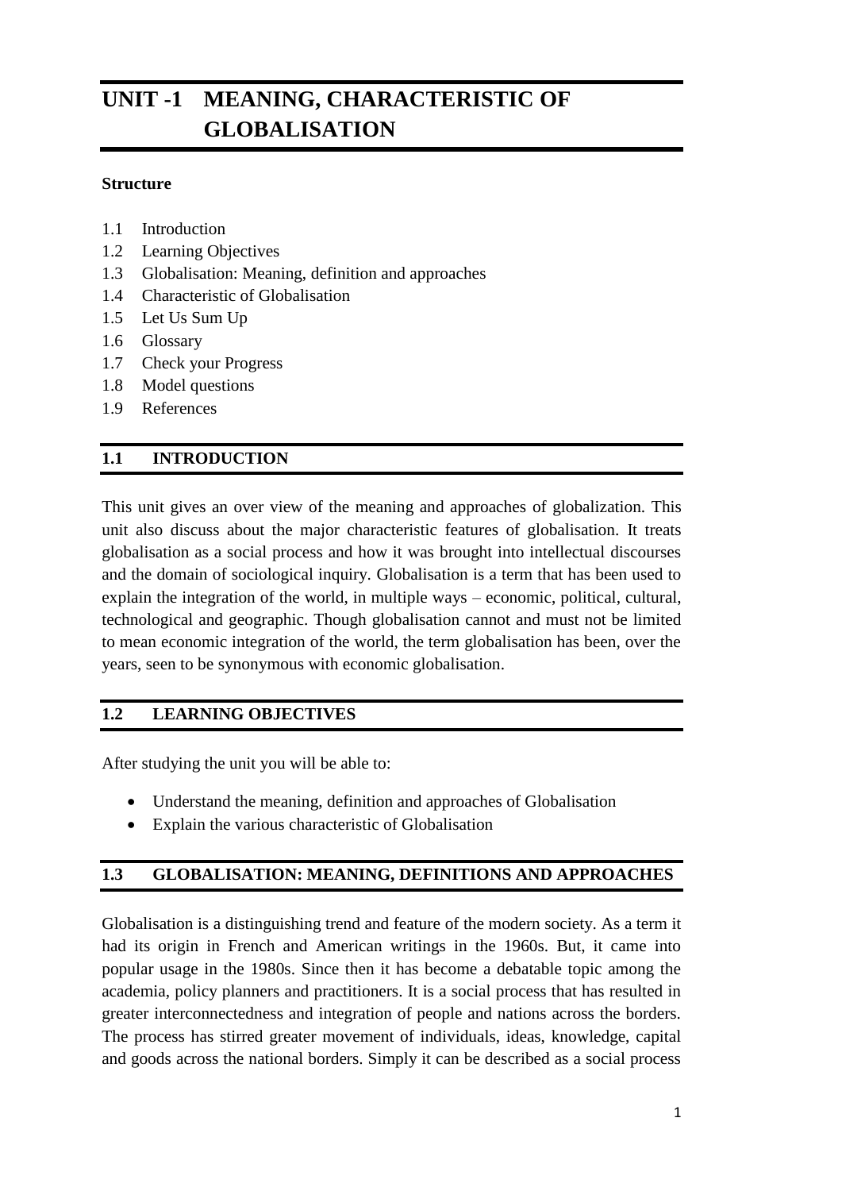# UNIT -1 MEANING, CHARACTERISTIC OF GLOBALISATION

**Structure**

- 1.1 Introduction
- 1.2 Learning Objectives
- 1.3 Globalisation: Meaning, definition and approaches
- 1.4 Characteristic of Globalisation
- 1.5 Let Us Sum Up
- 1.6 Glossary
- 1.7 Check your Progress
- 1.8 Model questions
- 1.9 References

## 1.1 INTRODUCTION

This unit gives an over view of the meaning and approaches of globalization. This unit also discuss about the major characteristic features of globalisation. It treats globalisation as a social process and how it was brought into intellectual discourses and the domain of sociological inquiry. Globalisation is a term that has been used to explain the integration of the world, in multiple ways – economic, political, cultural, technological and geographic. Though globalisation cannot and must not be limited to mean economic integration of the world, the term globalisation has been, over the years, seen to be synonymous with economic globalisation.

## 1.2 LEARNING OBJECTIVES

After studying the unit you will be able to:

- Understand the meaning, definition and approaches of Globalisation
- Explain the various characteristic of Globalisation

## 1.3 GLOBALISATION: MEANING, DEFINITIONS AND APPROACHES

Globalisation is a distinguishing trend and feature of the modern society. As a term it had its origin in French and American writings in the 1960s. But, it came into popular usage in the 1980s. Since then it has become a debatable topic among the academia, policy planners and practitioners. It is a social process that has resulted in greater interconnectedness and integration of people and nations across the borders. The process has stirred greater movement of individuals, ideas, knowledge, capital and goods across the national borders. Simply it can be described as a social process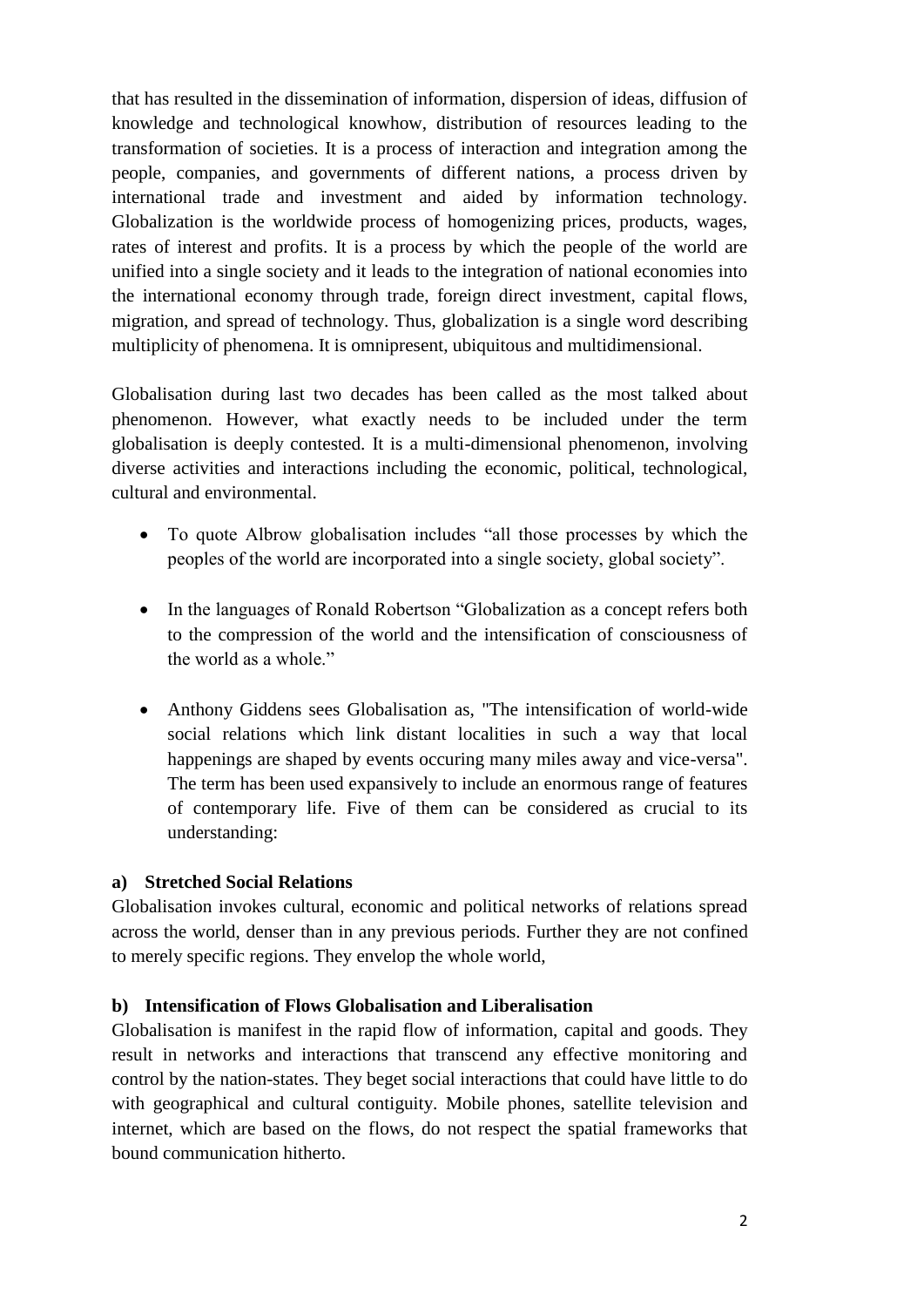that has resulted in the dissemination of information, dispersion of ideas, diffusion of knowledge and technological knowhow, distribution of resources leading to the transformation of societies. It is a process of interaction and integration among the people, companies, and governments of different nations, a process driven by international trade and investment and aided by information technology. Globalization is the worldwide process of homogenizing prices, products, wages, rates of interest and profits. It is a process by which the people of the world are unified into a single society and it leads to the integration of national economies into the international economy through trade, foreign direct investment, capital flows, migration, and spread of technology. Thus, globalization is a single word describing multiplicity of phenomena. It is omnipresent, ubiquitous and multidimensional.

Globalisation during last two decades has been called as the most talked about phenomenon. However, what exactly needs to be included under the term globalisation is deeply contested. It is a multi-dimensional phenomenon, involving diverse activities and interactions including the economic, political, technological, cultural and environmental.

- To quote Albrow globalisation includes "all those processes by which the peoples of the world are incorporated into a single society, global society".
- In the languages of Ronald Robertson "Globalization as a concept refers both to the compression of the world and the intensification of consciousness of the world as a whole."
- Anthony Giddens sees Globalisation as, "The intensification of world-wide social relations which link distant localities in such a way that local happenings are shaped by events occuring many miles away and vice-versa". The term has been used expansively to include an enormous range of features of contemporary life. Five of them can be considered as crucial to its understanding:

**a) Stretched Social Relations**

Globalisation invokes cultural, economic and political networks of relations spread across the world, denser than in any previous periods. Further they are not confined to merely specific regions. They envelop the whole world,

**b) Intensification of Flows Globalisation and Liberalisation**

Globalisation is manifest in the rapid flow of information, capital and goods. They result in networks and interactions that transcend any effective monitoring and control by the nation-states. They beget social interactions that could have little to do with geographical and cultural contiguity. Mobile phones, satellite television and internet, which are based on the flows, do not respect the spatial frameworks that bound communication hitherto.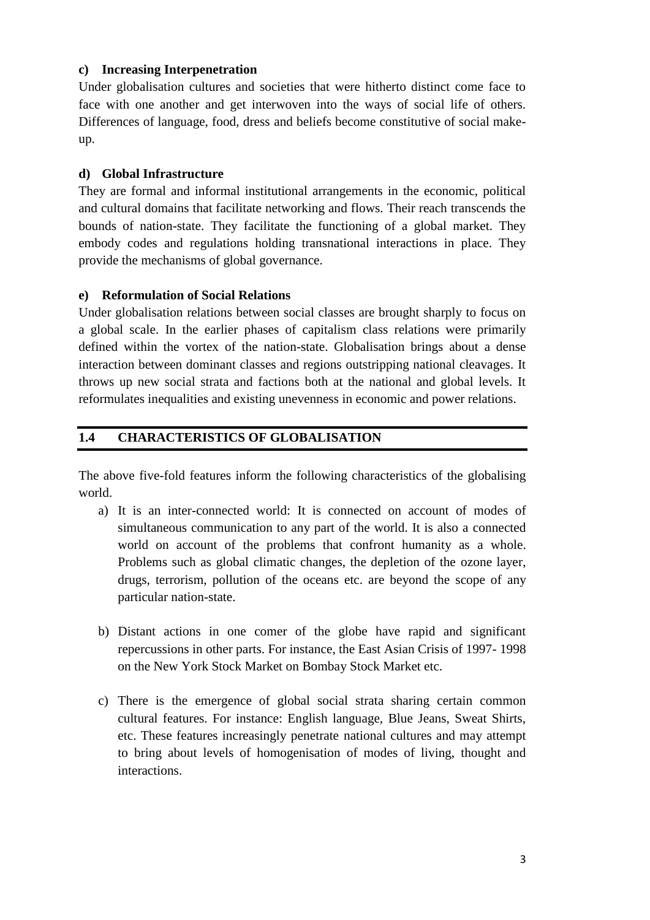**c) Increasing Interpenetration**

Under globalisation cultures and societies that were hitherto distinct come face to face with one another and get interwoven into the ways of social life of others. Differences of language, food, dress and beliefs become constitutive of social make-up.

**d) Global Infrastructure**

They are formal and informal institutional arrangements in the economic, political and cultural domains that facilitate networking and flows. Their reach transcends the bounds of nation-state. They facilitate the functioning of a global market. They embody codes and regulations holding transnational interactions in place. They provide the mechanisms of global governance.

**e) Reformulation of Social Relations**

Under globalisation relations between social classes are brought sharply to focus on a global scale. In the earlier phases of capitalism class relations were primarily defined within the vortex of the nation-state. Globalisation brings about a dense interaction between dominant classes and regions outstripping national cleavages. It throws up new social strata and factions both at the national and global levels. It reformulates inequalities and existing unevenness in economic and power relations.

## 1.4 CHARACTERISTICS OF GLOBALISATION

The above five-fold features inform the following characteristics of the globalising world.

a) It is an inter-connected world: It is connected on account of modes of simultaneous communication to any part of the world. It is also a connected world on account of the problems that confront humanity as a whole. Problems such as global climatic changes, the depletion of the ozone layer, drugs, terrorism, pollution of the oceans etc. are beyond the scope of any particular nation-state.

b) Distant actions in one comer of the globe have rapid and significant repercussions in other parts. For instance, the East Asian Crisis of 1997- 1998 on the New York Stock Market on Bombay Stock Market etc.

c) There is the emergence of global social strata sharing certain common cultural features. For instance: English language, Blue Jeans, Sweat Shirts, etc. These features increasingly penetrate national cultures and may attempt to bring about levels of homogenisation of modes of living, thought and interactions.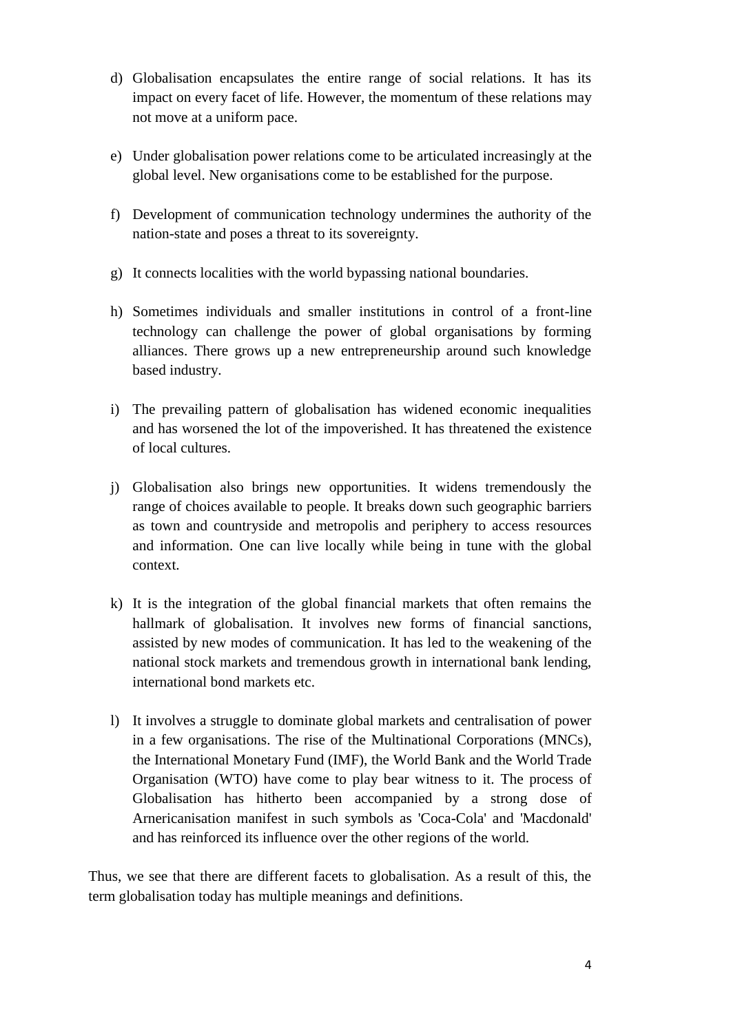d) Globalisation encapsulates the entire range of social relations. It has its impact on every facet of life. However, the momentum of these relations may not move at a uniform pace.

e) Under globalisation power relations come to be articulated increasingly at the global level. New organisations come to be established for the purpose.

f) Development of communication technology undermines the authority of the nation-state and poses a threat to its sovereignty.

g) It connects localities with the world bypassing national boundaries.

h) Sometimes individuals and smaller institutions in control of a front-line technology can challenge the power of global organisations by forming alliances. There grows up a new entrepreneurship around such knowledge based industry.

i) The prevailing pattern of globalisation has widened economic inequalities and has worsened the lot of the impoverished. It has threatened the existence of local cultures.

j) Globalisation also brings new opportunities. It widens tremendously the range of choices available to people. It breaks down such geographic barriers as town and countryside and metropolis and periphery to access resources and information. One can live locally while being in tune with the global context.

k) It is the integration of the global financial markets that often remains the hallmark of globalisation. It involves new forms of financial sanctions, assisted by new modes of communication. It has led to the weakening of the national stock markets and tremendous growth in international bank lending, international bond markets etc.

l) It involves a struggle to dominate global markets and centralisation of power in a few organisations. The rise of the Multinational Corporations (MNCs), the International Monetary Fund (IMF), the World Bank and the World Trade Organisation (WTO) have come to play bear witness to it. The process of Globalisation has hitherto been accompanied by a strong dose of Arnericanisation manifest in such symbols as 'Coca-Cola' and 'Macdonald' and has reinforced its influence over the other regions of the world.

Thus, we see that there are different facets to globalisation. As a result of this, the term globalisation today has multiple meanings and definitions.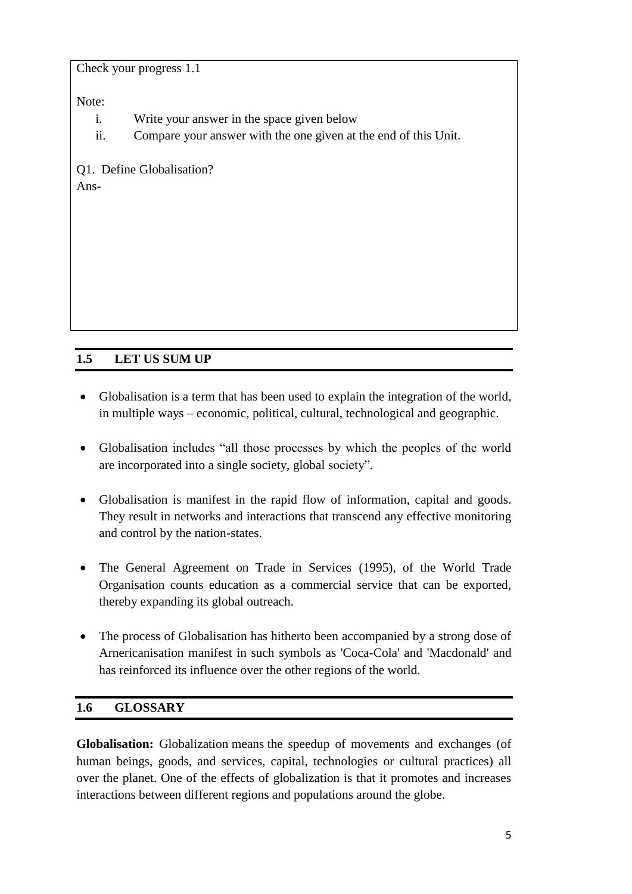Check your progress 1.1

Note:

i. Write your answer in the space given below
ii. Compare your answer with the one given at the end of this Unit.

Q1. Define Globalisation?

Ans-

## 1.5 LET US SUM UP

- Globalisation is a term that has been used to explain the integration of the world, in multiple ways – economic, political, cultural, technological and geographic.
- Globalisation includes "all those processes by which the peoples of the world are incorporated into a single society, global society".
- Globalisation is manifest in the rapid flow of information, capital and goods. They result in networks and interactions that transcend any effective monitoring and control by the nation-states.
- The General Agreement on Trade in Services (1995), of the World Trade Organisation counts education as a commercial service that can be exported, thereby expanding its global outreach.
- The process of Globalisation has hitherto been accompanied by a strong dose of Arnericanisation manifest in such symbols as 'Coca-Cola' and 'Macdonald' and has reinforced its influence over the other regions of the world.

## 1.6 GLOSSARY

**Globalisation:** Globalization means the speedup of movements and exchanges (of human beings, goods, and services, capital, technologies or cultural practices) all over the planet. One of the effects of globalization is that it promotes and increases interactions between different regions and populations around the globe.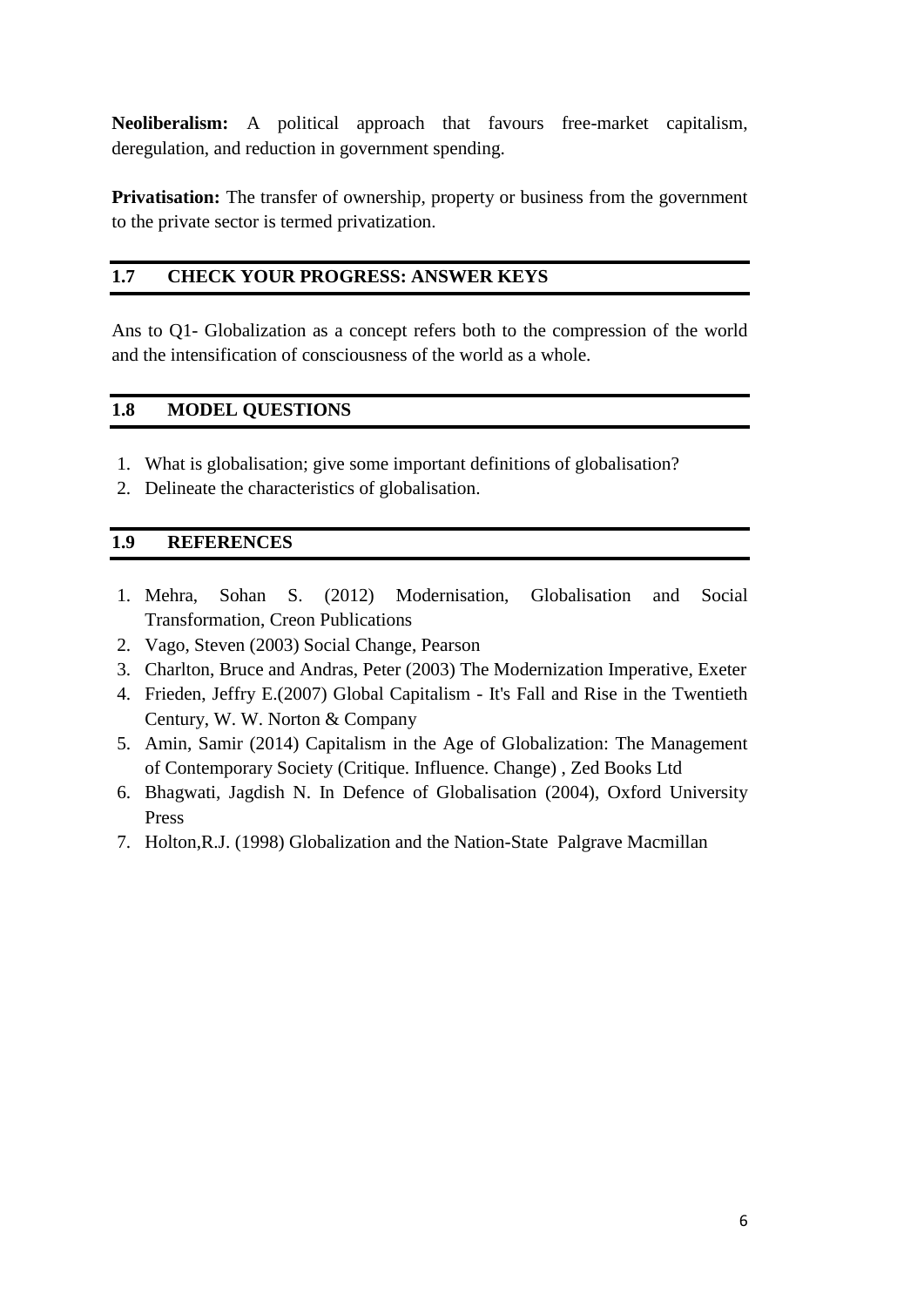**Neoliberalism:** A political approach that favours free-market capitalism, deregulation, and reduction in government spending.

**Privatisation:** The transfer of ownership, property or business from the government to the private sector is termed privatization.

## 1.7 CHECK YOUR PROGRESS: ANSWER KEYS

Ans to Q1- Globalization as a concept refers both to the compression of the world and the intensification of consciousness of the world as a whole.

## 1.8 MODEL QUESTIONS

1. What is globalisation; give some important definitions of globalisation?
2. Delineate the characteristics of globalisation.

## 1.9 REFERENCES

1. Mehra, Sohan S. (2012) Modernisation, Globalisation and Social Transformation, Creon Publications
2. Vago, Steven (2003) Social Change, Pearson
3. Charlton, Bruce and Andras, Peter (2003) The Modernization Imperative, Exeter
4. Frieden, Jeffry E.(2007) Global Capitalism - It's Fall and Rise in the Twentieth Century, W. W. Norton & Company
5. Amin, Samir (2014) Capitalism in the Age of Globalization: The Management of Contemporary Society (Critique. Influence. Change) , Zed Books Ltd
6. Bhagwati, Jagdish N. In Defence of Globalisation (2004), Oxford University Press
7. Holton,R.J. (1998) Globalization and the Nation-State Palgrave Macmillan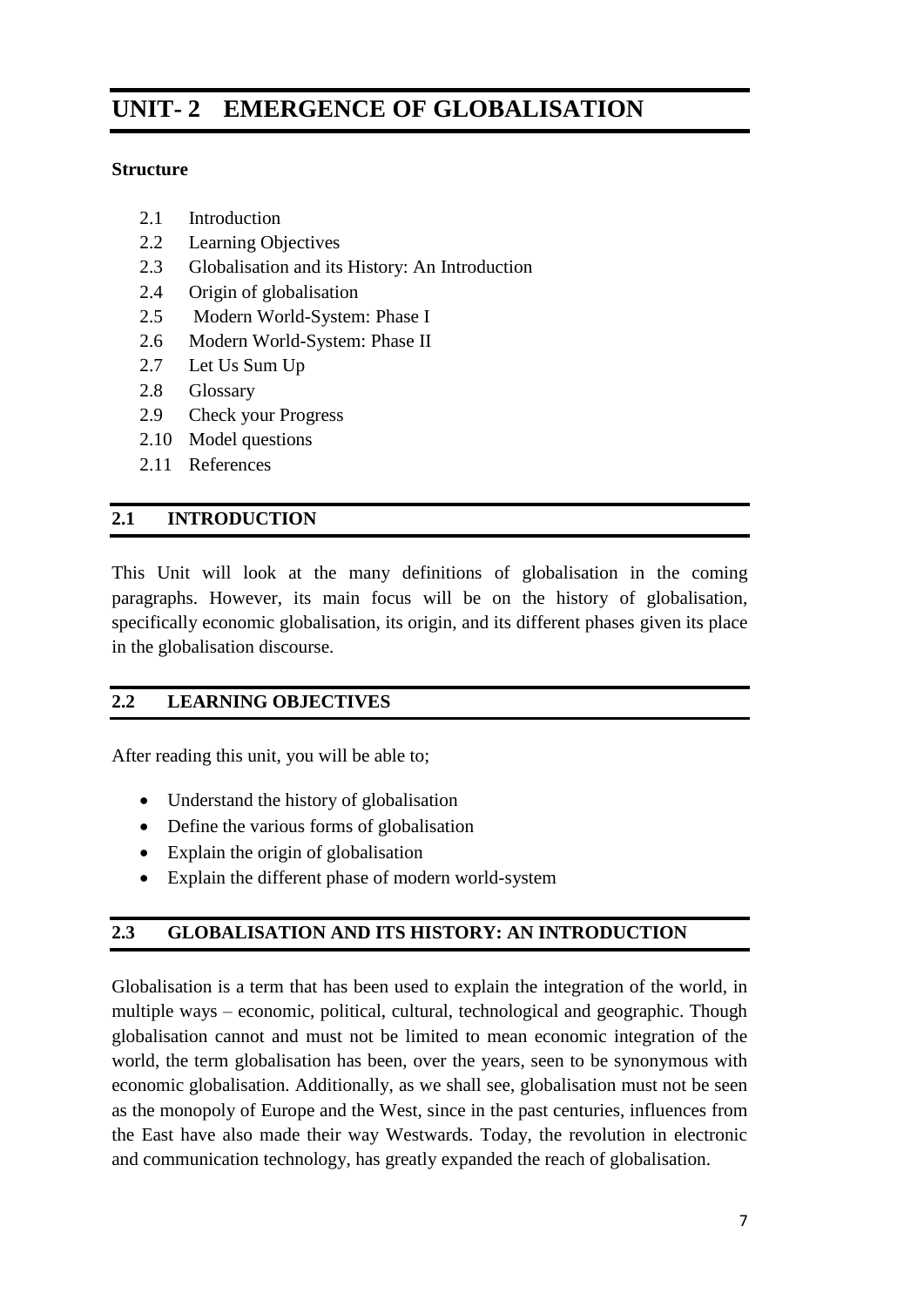# UNIT- 2 EMERGENCE OF GLOBALISATION

**Structure**

- 2.1 Introduction
- 2.2 Learning Objectives
- 2.3 Globalisation and its History: An Introduction
- 2.4 Origin of globalisation
- 2.5 Modern World-System: Phase I
- 2.6 Modern World-System: Phase II
- 2.7 Let Us Sum Up
- 2.8 Glossary
- 2.9 Check your Progress
- 2.10 Model questions
- 2.11 References

## 2.1 INTRODUCTION

This Unit will look at the many definitions of globalisation in the coming paragraphs. However, its main focus will be on the history of globalisation, specifically economic globalisation, its origin, and its different phases given its place in the globalisation discourse.

## 2.2 LEARNING OBJECTIVES

After reading this unit, you will be able to;

- Understand the history of globalisation
- Define the various forms of globalisation
- Explain the origin of globalisation
- Explain the different phase of modern world-system

## 2.3 GLOBALISATION AND ITS HISTORY: AN INTRODUCTION

Globalisation is a term that has been used to explain the integration of the world, in multiple ways – economic, political, cultural, technological and geographic. Though globalisation cannot and must not be limited to mean economic integration of the world, the term globalisation has been, over the years, seen to be synonymous with economic globalisation. Additionally, as we shall see, globalisation must not be seen as the monopoly of Europe and the West, since in the past centuries, influences from the East have also made their way Westwards. Today, the revolution in electronic and communication technology, has greatly expanded the reach of globalisation.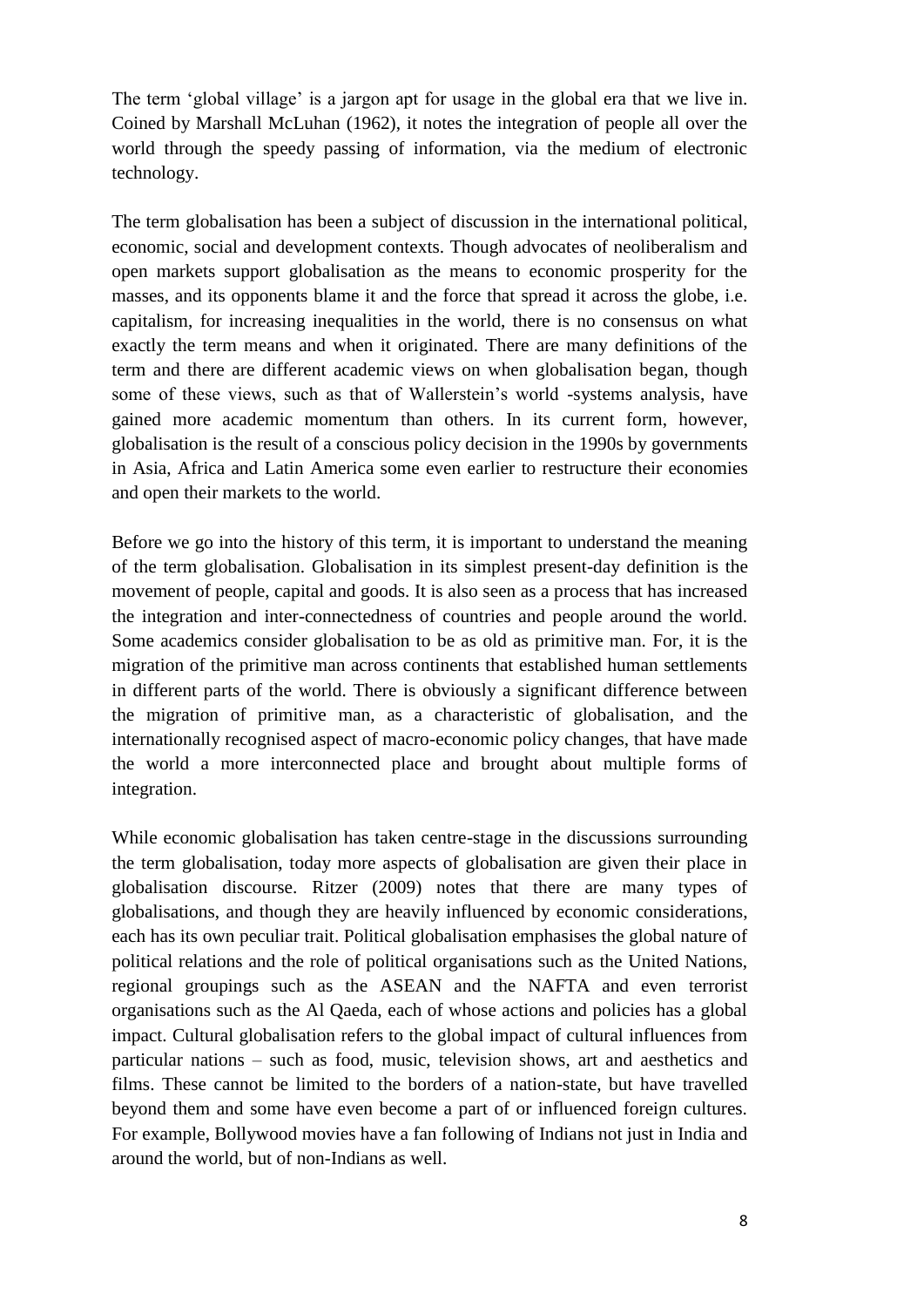The term 'global village' is a jargon apt for usage in the global era that we live in. Coined by Marshall McLuhan (1962), it notes the integration of people all over the world through the speedy passing of information, via the medium of electronic technology.

The term globalisation has been a subject of discussion in the international political, economic, social and development contexts. Though advocates of neoliberalism and open markets support globalisation as the means to economic prosperity for the masses, and its opponents blame it and the force that spread it across the globe, i.e. capitalism, for increasing inequalities in the world, there is no consensus on what exactly the term means and when it originated. There are many definitions of the term and there are different academic views on when globalisation began, though some of these views, such as that of Wallerstein's world -systems analysis, have gained more academic momentum than others. In its current form, however, globalisation is the result of a conscious policy decision in the 1990s by governments in Asia, Africa and Latin America some even earlier to restructure their economies and open their markets to the world.

Before we go into the history of this term, it is important to understand the meaning of the term globalisation. Globalisation in its simplest present-day definition is the movement of people, capital and goods. It is also seen as a process that has increased the integration and inter-connectedness of countries and people around the world. Some academics consider globalisation to be as old as primitive man. For, it is the migration of the primitive man across continents that established human settlements in different parts of the world. There is obviously a significant difference between the migration of primitive man, as a characteristic of globalisation, and the internationally recognised aspect of macro-economic policy changes, that have made the world a more interconnected place and brought about multiple forms of integration.

While economic globalisation has taken centre-stage in the discussions surrounding the term globalisation, today more aspects of globalisation are given their place in globalisation discourse. Ritzer (2009) notes that there are many types of globalisations, and though they are heavily influenced by economic considerations, each has its own peculiar trait. Political globalisation emphasises the global nature of political relations and the role of political organisations such as the United Nations, regional groupings such as the ASEAN and the NAFTA and even terrorist organisations such as the Al Qaeda, each of whose actions and policies has a global impact. Cultural globalisation refers to the global impact of cultural influences from particular nations – such as food, music, television shows, art and aesthetics and films. These cannot be limited to the borders of a nation-state, but have travelled beyond them and some have even become a part of or influenced foreign cultures. For example, Bollywood movies have a fan following of Indians not just in India and around the world, but of non-Indians as well.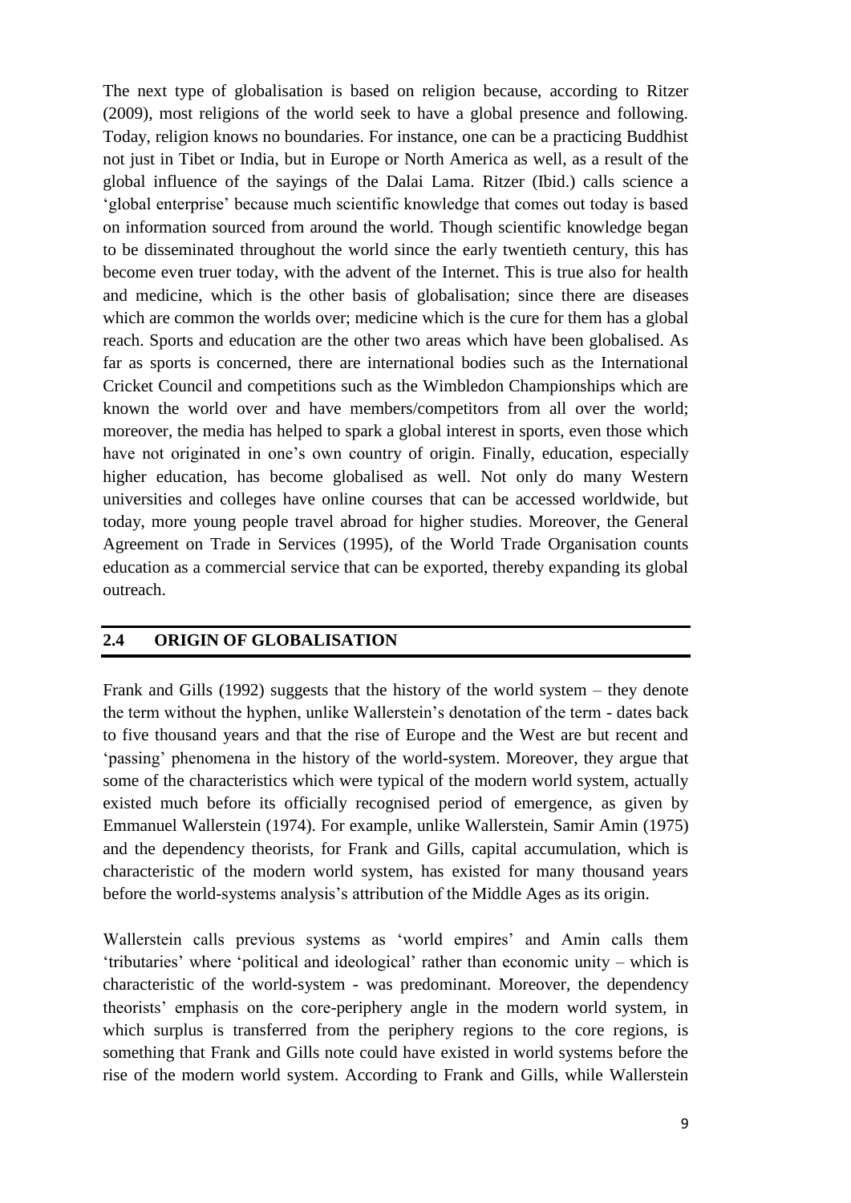The next type of globalisation is based on religion because, according to Ritzer (2009), most religions of the world seek to have a global presence and following. Today, religion knows no boundaries. For instance, one can be a practicing Buddhist not just in Tibet or India, but in Europe or North America as well, as a result of the global influence of the sayings of the Dalai Lama. Ritzer (Ibid.) calls science a 'global enterprise' because much scientific knowledge that comes out today is based on information sourced from around the world. Though scientific knowledge began to be disseminated throughout the world since the early twentieth century, this has become even truer today, with the advent of the Internet. This is true also for health and medicine, which is the other basis of globalisation; since there are diseases which are common the worlds over; medicine which is the cure for them has a global reach. Sports and education are the other two areas which have been globalised. As far as sports is concerned, there are international bodies such as the International Cricket Council and competitions such as the Wimbledon Championships which are known the world over and have members/competitors from all over the world; moreover, the media has helped to spark a global interest in sports, even those which have not originated in one's own country of origin. Finally, education, especially higher education, has become globalised as well. Not only do many Western universities and colleges have online courses that can be accessed worldwide, but today, more young people travel abroad for higher studies. Moreover, the General Agreement on Trade in Services (1995), of the World Trade Organisation counts education as a commercial service that can be exported, thereby expanding its global outreach.

## 2.4 ORIGIN OF GLOBALISATION

Frank and Gills (1992) suggests that the history of the world system – they denote the term without the hyphen, unlike Wallerstein's denotation of the term - dates back to five thousand years and that the rise of Europe and the West are but recent and 'passing' phenomena in the history of the world-system. Moreover, they argue that some of the characteristics which were typical of the modern world system, actually existed much before its officially recognised period of emergence, as given by Emmanuel Wallerstein (1974). For example, unlike Wallerstein, Samir Amin (1975) and the dependency theorists, for Frank and Gills, capital accumulation, which is characteristic of the modern world system, has existed for many thousand years before the world-systems analysis's attribution of the Middle Ages as its origin.

Wallerstein calls previous systems as 'world empires' and Amin calls them 'tributaries' where 'political and ideological' rather than economic unity – which is characteristic of the world-system - was predominant. Moreover, the dependency theorists' emphasis on the core-periphery angle in the modern world system, in which surplus is transferred from the periphery regions to the core regions, is something that Frank and Gills note could have existed in world systems before the rise of the modern world system. According to Frank and Gills, while Wallerstein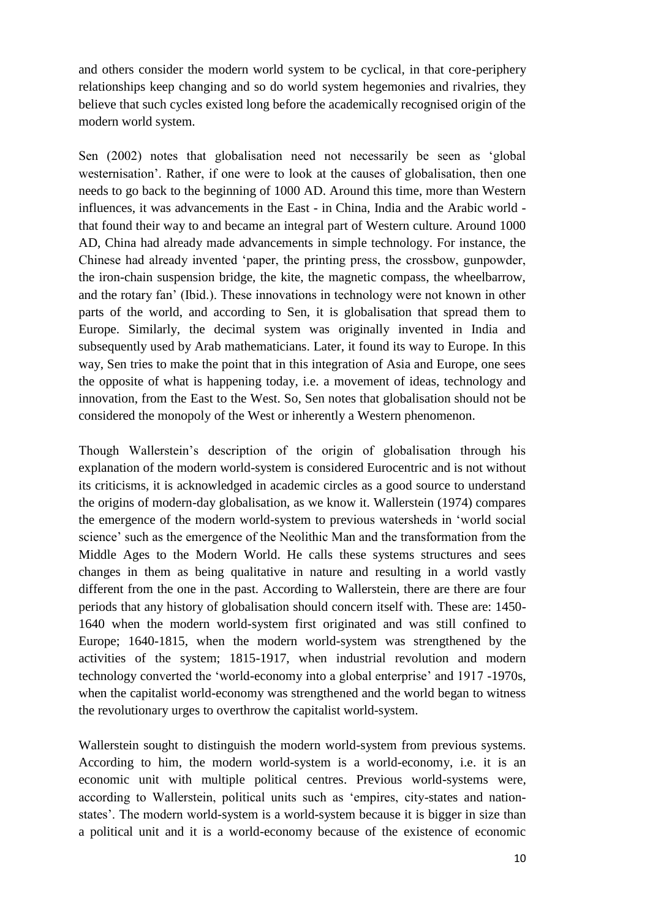and others consider the modern world system to be cyclical, in that core-periphery relationships keep changing and so do world system hegemonies and rivalries, they believe that such cycles existed long before the academically recognised origin of the modern world system.

Sen (2002) notes that globalisation need not necessarily be seen as 'global westernisation'. Rather, if one were to look at the causes of globalisation, then one needs to go back to the beginning of 1000 AD. Around this time, more than Western influences, it was advancements in the East - in China, India and the Arabic world - that found their way to and became an integral part of Western culture. Around 1000 AD, China had already made advancements in simple technology. For instance, the Chinese had already invented 'paper, the printing press, the crossbow, gunpowder, the iron-chain suspension bridge, the kite, the magnetic compass, the wheelbarrow, and the rotary fan' (Ibid.). These innovations in technology were not known in other parts of the world, and according to Sen, it is globalisation that spread them to Europe. Similarly, the decimal system was originally invented in India and subsequently used by Arab mathematicians. Later, it found its way to Europe. In this way, Sen tries to make the point that in this integration of Asia and Europe, one sees the opposite of what is happening today, i.e. a movement of ideas, technology and innovation, from the East to the West. So, Sen notes that globalisation should not be considered the monopoly of the West or inherently a Western phenomenon.

Though Wallerstein's description of the origin of globalisation through his explanation of the modern world-system is considered Eurocentric and is not without its criticisms, it is acknowledged in academic circles as a good source to understand the origins of modern-day globalisation, as we know it. Wallerstein (1974) compares the emergence of the modern world-system to previous watersheds in 'world social science' such as the emergence of the Neolithic Man and the transformation from the Middle Ages to the Modern World. He calls these systems structures and sees changes in them as being qualitative in nature and resulting in a world vastly different from the one in the past. According to Wallerstein, there are there are four periods that any history of globalisation should concern itself with. These are: 1450-1640 when the modern world-system first originated and was still confined to Europe; 1640-1815, when the modern world-system was strengthened by the activities of the system; 1815-1917, when industrial revolution and modern technology converted the 'world-economy into a global enterprise' and 1917 -1970s, when the capitalist world-economy was strengthened and the world began to witness the revolutionary urges to overthrow the capitalist world-system.

Wallerstein sought to distinguish the modern world-system from previous systems. According to him, the modern world-system is a world-economy, i.e. it is an economic unit with multiple political centres. Previous world-systems were, according to Wallerstein, political units such as 'empires, city-states and nation-states'. The modern world-system is a world-system because it is bigger in size than a political unit and it is a world-economy because of the existence of economic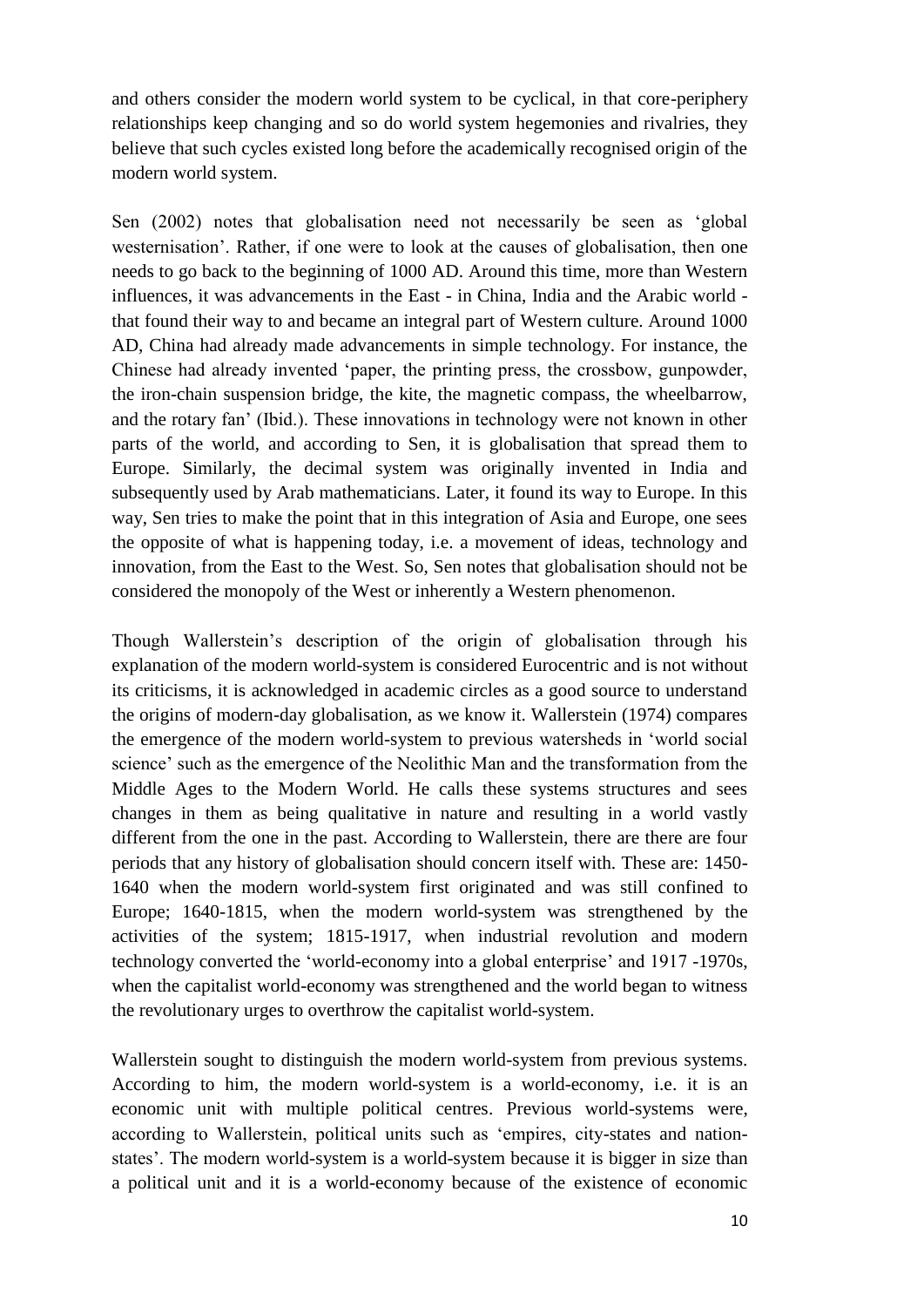and others consider the modern world system to be cyclical, in that core-periphery relationships keep changing and so do world system hegemonies and rivalries, they believe that such cycles existed long before the academically recognised origin of the modern world system.

Sen (2002) notes that globalisation need not necessarily be seen as 'global westernisation'. Rather, if one were to look at the causes of globalisation, then one needs to go back to the beginning of 1000 AD. Around this time, more than Western influences, it was advancements in the East - in China, India and the Arabic world - that found their way to and became an integral part of Western culture. Around 1000 AD, China had already made advancements in simple technology. For instance, the Chinese had already invented 'paper, the printing press, the crossbow, gunpowder, the iron-chain suspension bridge, the kite, the magnetic compass, the wheelbarrow, and the rotary fan' (Ibid.). These innovations in technology were not known in other parts of the world, and according to Sen, it is globalisation that spread them to Europe. Similarly, the decimal system was originally invented in India and subsequently used by Arab mathematicians. Later, it found its way to Europe. In this way, Sen tries to make the point that in this integration of Asia and Europe, one sees the opposite of what is happening today, i.e. a movement of ideas, technology and innovation, from the East to the West. So, Sen notes that globalisation should not be considered the monopoly of the West or inherently a Western phenomenon.

Though Wallerstein's description of the origin of globalisation through his explanation of the modern world-system is considered Eurocentric and is not without its criticisms, it is acknowledged in academic circles as a good source to understand the origins of modern-day globalisation, as we know it. Wallerstein (1974) compares the emergence of the modern world-system to previous watersheds in 'world social science' such as the emergence of the Neolithic Man and the transformation from the Middle Ages to the Modern World. He calls these systems structures and sees changes in them as being qualitative in nature and resulting in a world vastly different from the one in the past. According to Wallerstein, there are there are four periods that any history of globalisation should concern itself with. These are: 1450-1640 when the modern world-system first originated and was still confined to Europe; 1640-1815, when the modern world-system was strengthened by the activities of the system; 1815-1917, when industrial revolution and modern technology converted the 'world-economy into a global enterprise' and 1917 -1970s, when the capitalist world-economy was strengthened and the world began to witness the revolutionary urges to overthrow the capitalist world-system.

Wallerstein sought to distinguish the modern world-system from previous systems. According to him, the modern world-system is a world-economy, i.e. it is an economic unit with multiple political centres. Previous world-systems were, according to Wallerstein, political units such as 'empires, city-states and nation-states'. The modern world-system is a world-system because it is bigger in size than a political unit and it is a world-economy because of the existence of economic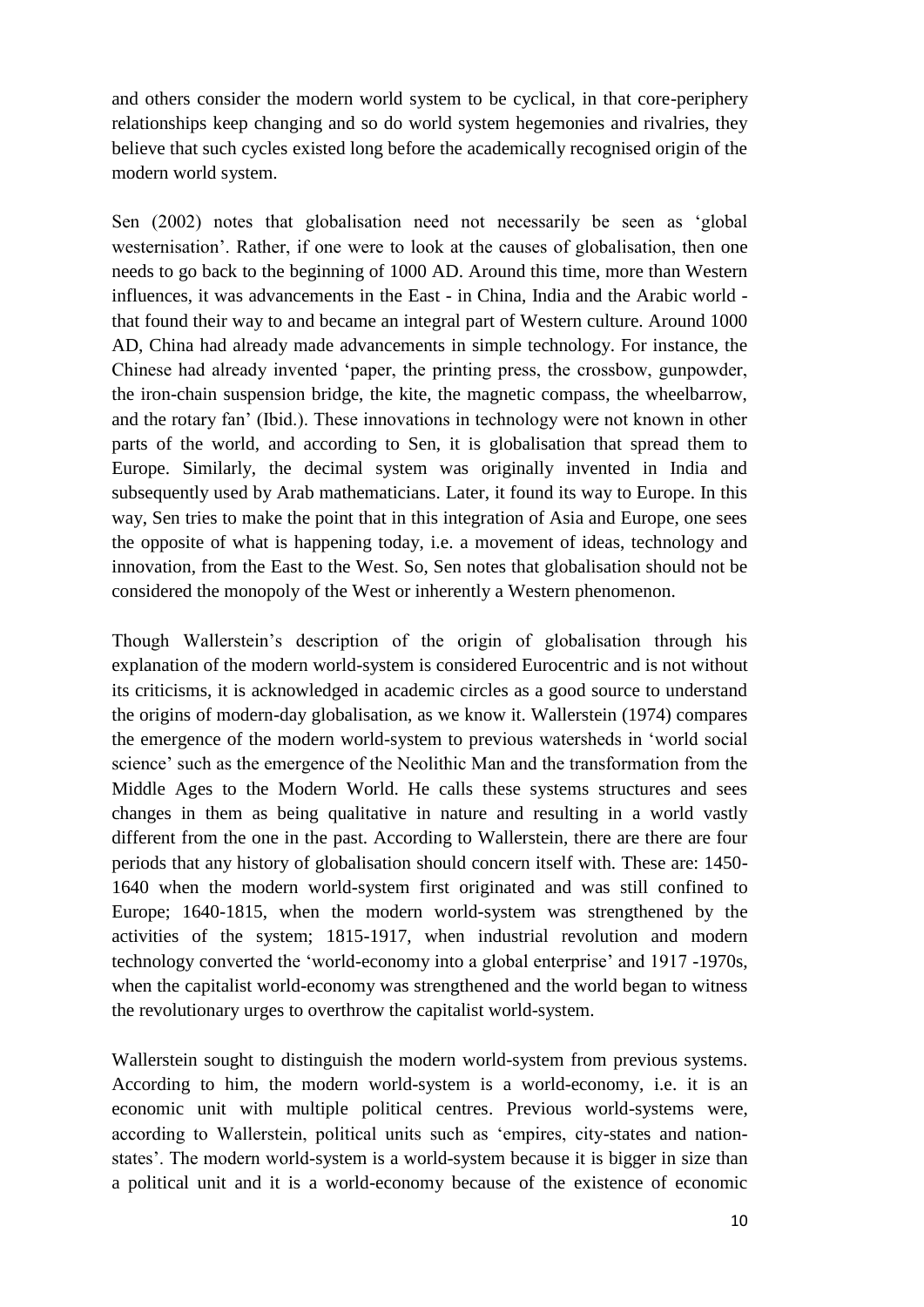and others consider the modern world system to be cyclical, in that core-periphery relationships keep changing and so do world system hegemonies and rivalries, they believe that such cycles existed long before the academically recognised origin of the modern world system.

Sen (2002) notes that globalisation need not necessarily be seen as 'global westernisation'. Rather, if one were to look at the causes of globalisation, then one needs to go back to the beginning of 1000 AD. Around this time, more than Western influences, it was advancements in the East - in China, India and the Arabic world - that found their way to and became an integral part of Western culture. Around 1000 AD, China had already made advancements in simple technology. For instance, the Chinese had already invented 'paper, the printing press, the crossbow, gunpowder, the iron-chain suspension bridge, the kite, the magnetic compass, the wheelbarrow, and the rotary fan' (Ibid.). These innovations in technology were not known in other parts of the world, and according to Sen, it is globalisation that spread them to Europe. Similarly, the decimal system was originally invented in India and subsequently used by Arab mathematicians. Later, it found its way to Europe. In this way, Sen tries to make the point that in this integration of Asia and Europe, one sees the opposite of what is happening today, i.e. a movement of ideas, technology and innovation, from the East to the West. So, Sen notes that globalisation should not be considered the monopoly of the West or inherently a Western phenomenon.

Though Wallerstein's description of the origin of globalisation through his explanation of the modern world-system is considered Eurocentric and is not without its criticisms, it is acknowledged in academic circles as a good source to understand the origins of modern-day globalisation, as we know it. Wallerstein (1974) compares the emergence of the modern world-system to previous watersheds in 'world social science' such as the emergence of the Neolithic Man and the transformation from the Middle Ages to the Modern World. He calls these systems structures and sees changes in them as being qualitative in nature and resulting in a world vastly different from the one in the past. According to Wallerstein, there are there are four periods that any history of globalisation should concern itself with. These are: 1450-1640 when the modern world-system first originated and was still confined to Europe; 1640-1815, when the modern world-system was strengthened by the activities of the system; 1815-1917, when industrial revolution and modern technology converted the 'world-economy into a global enterprise' and 1917 -1970s, when the capitalist world-economy was strengthened and the world began to witness the revolutionary urges to overthrow the capitalist world-system.

Wallerstein sought to distinguish the modern world-system from previous systems. According to him, the modern world-system is a world-economy, i.e. it is an economic unit with multiple political centres. Previous world-systems were, according to Wallerstein, political units such as 'empires, city-states and nation-states'. The modern world-system is a world-system because it is bigger in size than a political unit and it is a world-economy because of the existence of economic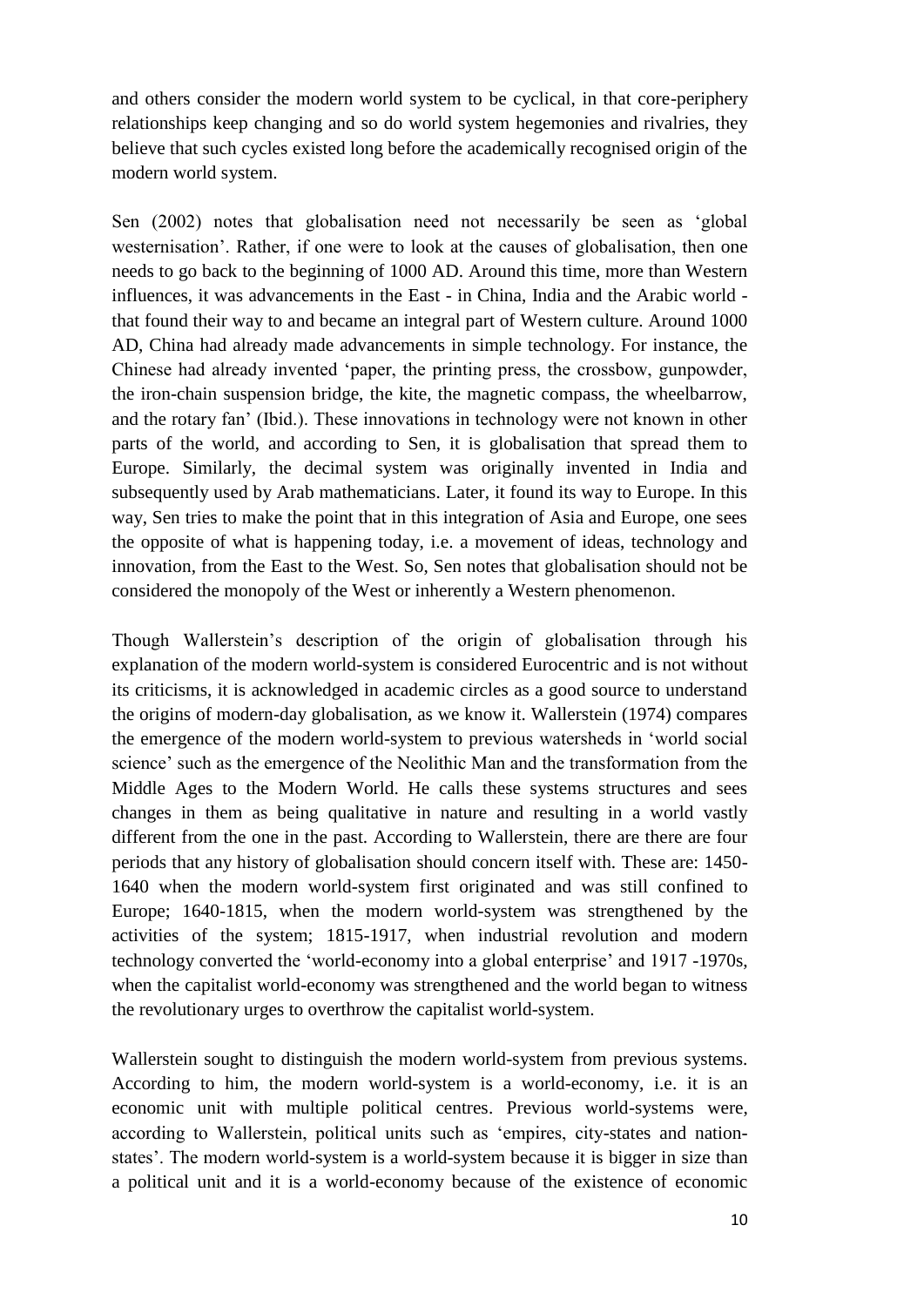and others consider the modern world system to be cyclical, in that core-periphery relationships keep changing and so do world system hegemonies and rivalries, they believe that such cycles existed long before the academically recognised origin of the modern world system.

Sen (2002) notes that globalisation need not necessarily be seen as 'global westernisation'. Rather, if one were to look at the causes of globalisation, then one needs to go back to the beginning of 1000 AD. Around this time, more than Western influences, it was advancements in the East - in China, India and the Arabic world - that found their way to and became an integral part of Western culture. Around 1000 AD, China had already made advancements in simple technology. For instance, the Chinese had already invented 'paper, the printing press, the crossbow, gunpowder, the iron-chain suspension bridge, the kite, the magnetic compass, the wheelbarrow, and the rotary fan' (Ibid.). These innovations in technology were not known in other parts of the world, and according to Sen, it is globalisation that spread them to Europe. Similarly, the decimal system was originally invented in India and subsequently used by Arab mathematicians. Later, it found its way to Europe. In this way, Sen tries to make the point that in this integration of Asia and Europe, one sees the opposite of what is happening today, i.e. a movement of ideas, technology and innovation, from the East to the West. So, Sen notes that globalisation should not be considered the monopoly of the West or inherently a Western phenomenon.

Though Wallerstein's description of the origin of globalisation through his explanation of the modern world-system is considered Eurocentric and is not without its criticisms, it is acknowledged in academic circles as a good source to understand the origins of modern-day globalisation, as we know it. Wallerstein (1974) compares the emergence of the modern world-system to previous watersheds in 'world social science' such as the emergence of the Neolithic Man and the transformation from the Middle Ages to the Modern World. He calls these systems structures and sees changes in them as being qualitative in nature and resulting in a world vastly different from the one in the past. According to Wallerstein, there are there are four periods that any history of globalisation should concern itself with. These are: 1450-1640 when the modern world-system first originated and was still confined to Europe; 1640-1815, when the modern world-system was strengthened by the activities of the system; 1815-1917, when industrial revolution and modern technology converted the 'world-economy into a global enterprise' and 1917 -1970s, when the capitalist world-economy was strengthened and the world began to witness the revolutionary urges to overthrow the capitalist world-system.

Wallerstein sought to distinguish the modern world-system from previous systems. According to him, the modern world-system is a world-economy, i.e. it is an economic unit with multiple political centres. Previous world-systems were, according to Wallerstein, political units such as 'empires, city-states and nation-states'. The modern world-system is a world-system because it is bigger in size than a political unit and it is a world-economy because of the existence of economic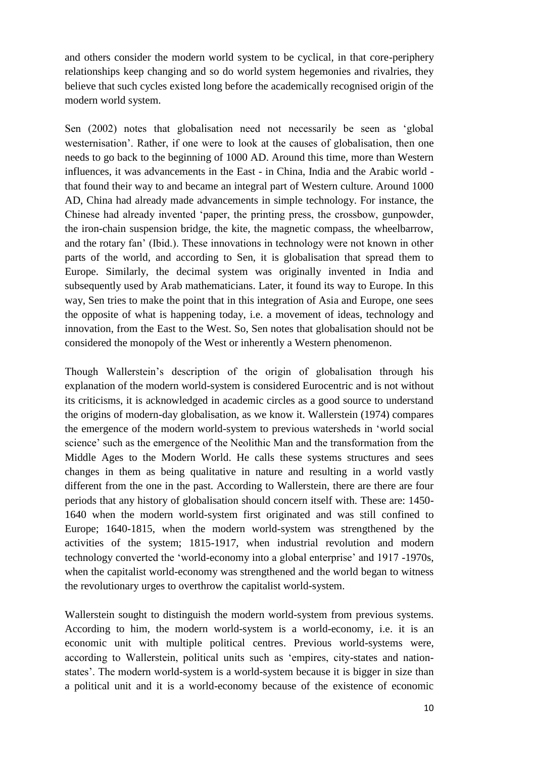and others consider the modern world system to be cyclical, in that core-periphery relationships keep changing and so do world system hegemonies and rivalries, they believe that such cycles existed long before the academically recognised origin of the modern world system.

Sen (2002) notes that globalisation need not necessarily be seen as 'global westernisation'. Rather, if one were to look at the causes of globalisation, then one needs to go back to the beginning of 1000 AD. Around this time, more than Western influences, it was advancements in the East - in China, India and the Arabic world - that found their way to and became an integral part of Western culture. Around 1000 AD, China had already made advancements in simple technology. For instance, the Chinese had already invented 'paper, the printing press, the crossbow, gunpowder, the iron-chain suspension bridge, the kite, the magnetic compass, the wheelbarrow, and the rotary fan' (Ibid.). These innovations in technology were not known in other parts of the world, and according to Sen, it is globalisation that spread them to Europe. Similarly, the decimal system was originally invented in India and subsequently used by Arab mathematicians. Later, it found its way to Europe. In this way, Sen tries to make the point that in this integration of Asia and Europe, one sees the opposite of what is happening today, i.e. a movement of ideas, technology and innovation, from the East to the West. So, Sen notes that globalisation should not be considered the monopoly of the West or inherently a Western phenomenon.

Though Wallerstein's description of the origin of globalisation through his explanation of the modern world-system is considered Eurocentric and is not without its criticisms, it is acknowledged in academic circles as a good source to understand the origins of modern-day globalisation, as we know it. Wallerstein (1974) compares the emergence of the modern world-system to previous watersheds in 'world social science' such as the emergence of the Neolithic Man and the transformation from the Middle Ages to the Modern World. He calls these systems structures and sees changes in them as being qualitative in nature and resulting in a world vastly different from the one in the past. According to Wallerstein, there are there are four periods that any history of globalisation should concern itself with. These are: 1450-1640 when the modern world-system first originated and was still confined to Europe; 1640-1815, when the modern world-system was strengthened by the activities of the system; 1815-1917, when industrial revolution and modern technology converted the 'world-economy into a global enterprise' and 1917 -1970s, when the capitalist world-economy was strengthened and the world began to witness the revolutionary urges to overthrow the capitalist world-system.

Wallerstein sought to distinguish the modern world-system from previous systems. According to him, the modern world-system is a world-economy, i.e. it is an economic unit with multiple political centres. Previous world-systems were, according to Wallerstein, political units such as 'empires, city-states and nation-states'. The modern world-system is a world-system because it is bigger in size than a political unit and it is a world-economy because of the existence of economic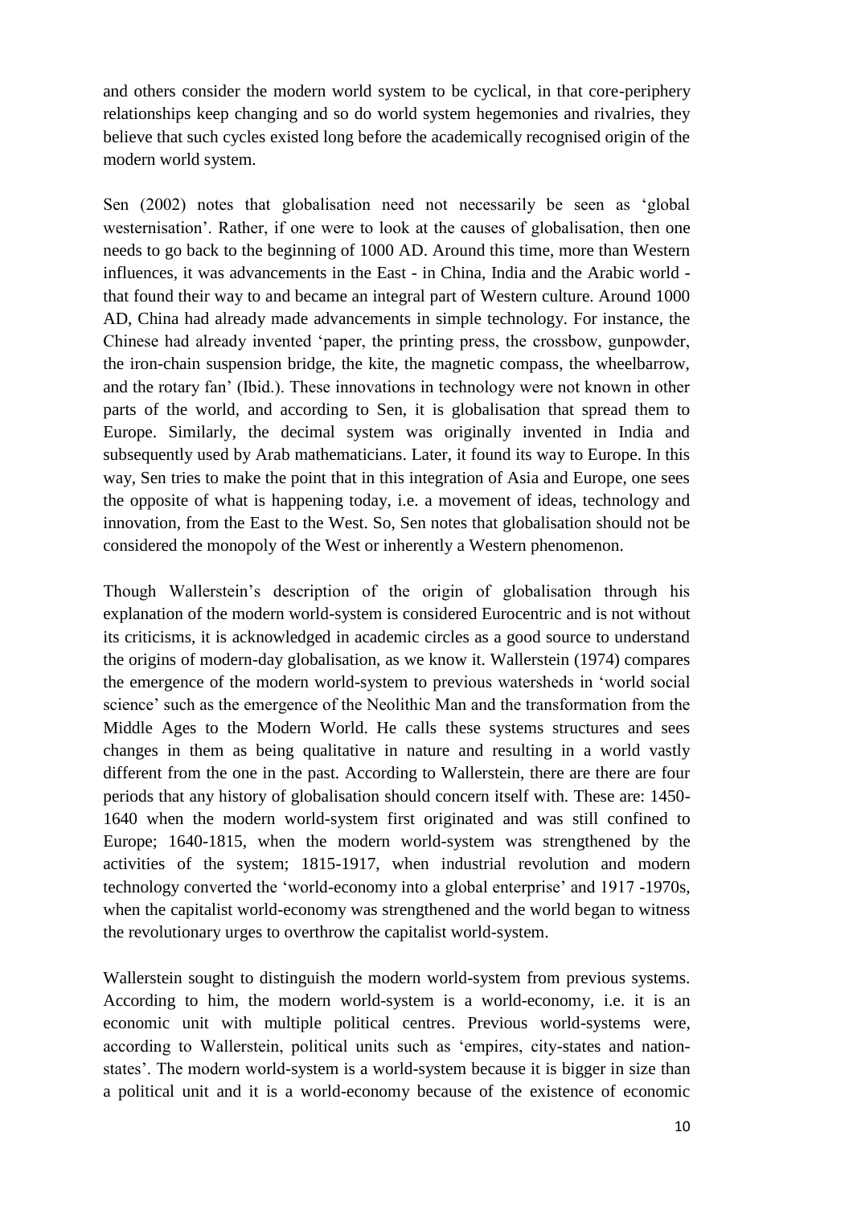and others consider the modern world system to be cyclical, in that core-periphery relationships keep changing and so do world system hegemonies and rivalries, they believe that such cycles existed long before the academically recognised origin of the modern world system.

Sen (2002) notes that globalisation need not necessarily be seen as 'global westernisation'. Rather, if one were to look at the causes of globalisation, then one needs to go back to the beginning of 1000 AD. Around this time, more than Western influences, it was advancements in the East - in China, India and the Arabic world - that found their way to and became an integral part of Western culture. Around 1000 AD, China had already made advancements in simple technology. For instance, the Chinese had already invented 'paper, the printing press, the crossbow, gunpowder, the iron-chain suspension bridge, the kite, the magnetic compass, the wheelbarrow, and the rotary fan' (Ibid.). These innovations in technology were not known in other parts of the world, and according to Sen, it is globalisation that spread them to Europe. Similarly, the decimal system was originally invented in India and subsequently used by Arab mathematicians. Later, it found its way to Europe. In this way, Sen tries to make the point that in this integration of Asia and Europe, one sees the opposite of what is happening today, i.e. a movement of ideas, technology and innovation, from the East to the West. So, Sen notes that globalisation should not be considered the monopoly of the West or inherently a Western phenomenon.

Though Wallerstein's description of the origin of globalisation through his explanation of the modern world-system is considered Eurocentric and is not without its criticisms, it is acknowledged in academic circles as a good source to understand the origins of modern-day globalisation, as we know it. Wallerstein (1974) compares the emergence of the modern world-system to previous watersheds in 'world social science' such as the emergence of the Neolithic Man and the transformation from the Middle Ages to the Modern World. He calls these systems structures and sees changes in them as being qualitative in nature and resulting in a world vastly different from the one in the past. According to Wallerstein, there are there are four periods that any history of globalisation should concern itself with. These are: 1450-1640 when the modern world-system first originated and was still confined to Europe; 1640-1815, when the modern world-system was strengthened by the activities of the system; 1815-1917, when industrial revolution and modern technology converted the 'world-economy into a global enterprise' and 1917 -1970s, when the capitalist world-economy was strengthened and the world began to witness the revolutionary urges to overthrow the capitalist world-system.

Wallerstein sought to distinguish the modern world-system from previous systems. According to him, the modern world-system is a world-economy, i.e. it is an economic unit with multiple political centres. Previous world-systems were, according to Wallerstein, political units such as 'empires, city-states and nation-states'. The modern world-system is a world-system because it is bigger in size than a political unit and it is a world-economy because of the existence of economic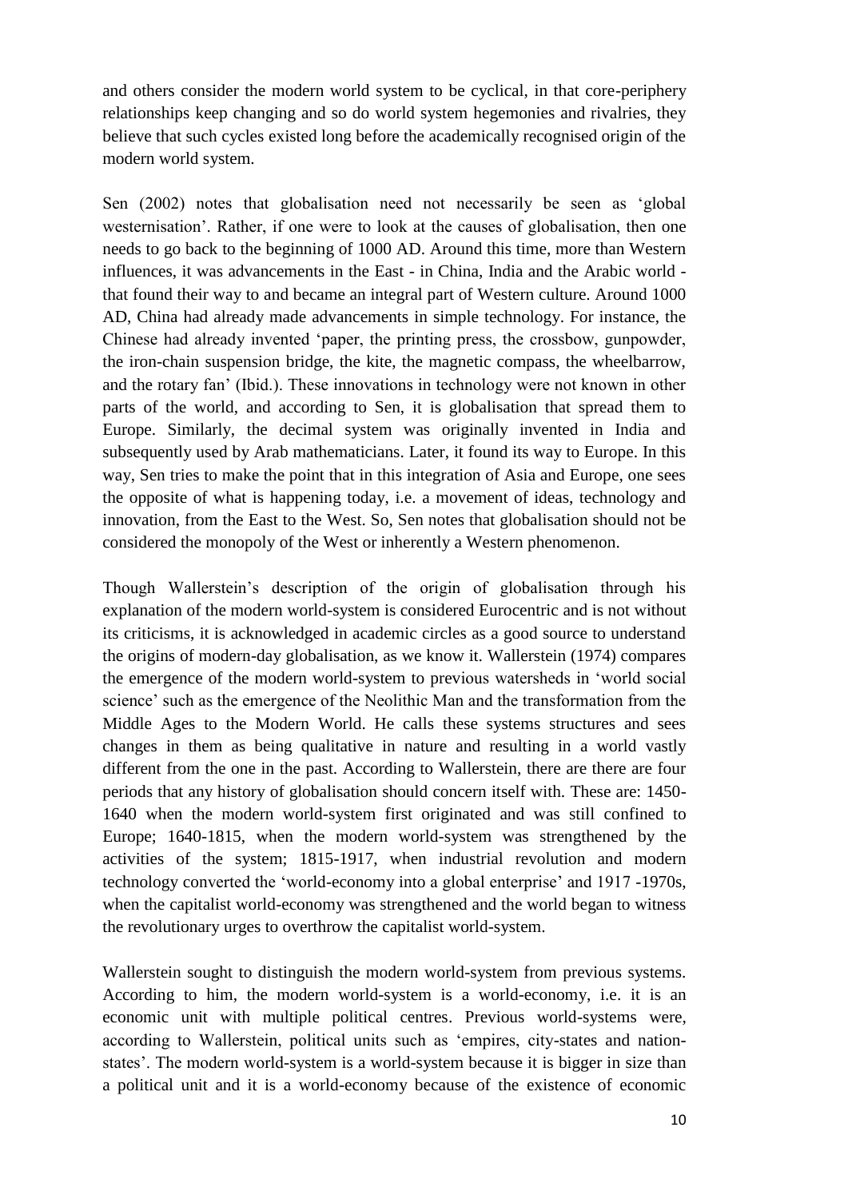and others consider the modern world system to be cyclical, in that core-periphery relationships keep changing and so do world system hegemonies and rivalries, they believe that such cycles existed long before the academically recognised origin of the modern world system.

Sen (2002) notes that globalisation need not necessarily be seen as 'global westernisation'. Rather, if one were to look at the causes of globalisation, then one needs to go back to the beginning of 1000 AD. Around this time, more than Western influences, it was advancements in the East - in China, India and the Arabic world - that found their way to and became an integral part of Western culture. Around 1000 AD, China had already made advancements in simple technology. For instance, the Chinese had already invented 'paper, the printing press, the crossbow, gunpowder, the iron-chain suspension bridge, the kite, the magnetic compass, the wheelbarrow, and the rotary fan' (Ibid.). These innovations in technology were not known in other parts of the world, and according to Sen, it is globalisation that spread them to Europe. Similarly, the decimal system was originally invented in India and subsequently used by Arab mathematicians. Later, it found its way to Europe. In this way, Sen tries to make the point that in this integration of Asia and Europe, one sees the opposite of what is happening today, i.e. a movement of ideas, technology and innovation, from the East to the West. So, Sen notes that globalisation should not be considered the monopoly of the West or inherently a Western phenomenon.

Though Wallerstein's description of the origin of globalisation through his explanation of the modern world-system is considered Eurocentric and is not without its criticisms, it is acknowledged in academic circles as a good source to understand the origins of modern-day globalisation, as we know it. Wallerstein (1974) compares the emergence of the modern world-system to previous watersheds in 'world social science' such as the emergence of the Neolithic Man and the transformation from the Middle Ages to the Modern World. He calls these systems structures and sees changes in them as being qualitative in nature and resulting in a world vastly different from the one in the past. According to Wallerstein, there are there are four periods that any history of globalisation should concern itself with. These are: 1450-1640 when the modern world-system first originated and was still confined to Europe; 1640-1815, when the modern world-system was strengthened by the activities of the system; 1815-1917, when industrial revolution and modern technology converted the 'world-economy into a global enterprise' and 1917 -1970s, when the capitalist world-economy was strengthened and the world began to witness the revolutionary urges to overthrow the capitalist world-system.

Wallerstein sought to distinguish the modern world-system from previous systems. According to him, the modern world-system is a world-economy, i.e. it is an economic unit with multiple political centres. Previous world-systems were, according to Wallerstein, political units such as 'empires, city-states and nation-states'. The modern world-system is a world-system because it is bigger in size than a political unit and it is a world-economy because of the existence of economic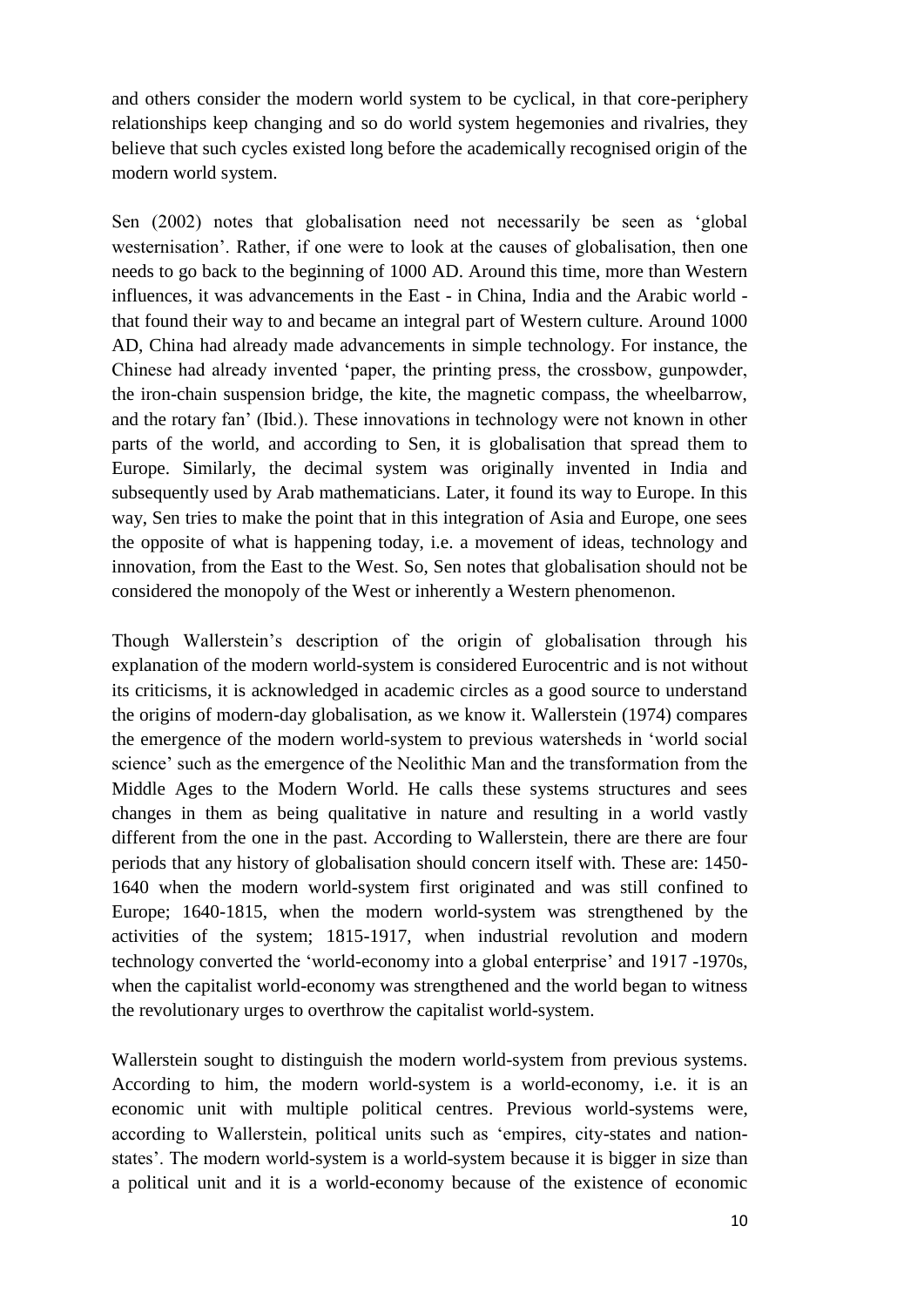and others consider the modern world system to be cyclical, in that core-periphery relationships keep changing and so do world system hegemonies and rivalries, they believe that such cycles existed long before the academically recognised origin of the modern world system.

Sen (2002) notes that globalisation need not necessarily be seen as 'global westernisation'. Rather, if one were to look at the causes of globalisation, then one needs to go back to the beginning of 1000 AD. Around this time, more than Western influences, it was advancements in the East - in China, India and the Arabic world - that found their way to and became an integral part of Western culture. Around 1000 AD, China had already made advancements in simple technology. For instance, the Chinese had already invented 'paper, the printing press, the crossbow, gunpowder, the iron-chain suspension bridge, the kite, the magnetic compass, the wheelbarrow, and the rotary fan' (Ibid.). These innovations in technology were not known in other parts of the world, and according to Sen, it is globalisation that spread them to Europe. Similarly, the decimal system was originally invented in India and subsequently used by Arab mathematicians. Later, it found its way to Europe. In this way, Sen tries to make the point that in this integration of Asia and Europe, one sees the opposite of what is happening today, i.e. a movement of ideas, technology and innovation, from the East to the West. So, Sen notes that globalisation should not be considered the monopoly of the West or inherently a Western phenomenon.

Though Wallerstein's description of the origin of globalisation through his explanation of the modern world-system is considered Eurocentric and is not without its criticisms, it is acknowledged in academic circles as a good source to understand the origins of modern-day globalisation, as we know it. Wallerstein (1974) compares the emergence of the modern world-system to previous watersheds in 'world social science' such as the emergence of the Neolithic Man and the transformation from the Middle Ages to the Modern World. He calls these systems structures and sees changes in them as being qualitative in nature and resulting in a world vastly different from the one in the past. According to Wallerstein, there are there are four periods that any history of globalisation should concern itself with. These are: 1450-1640 when the modern world-system first originated and was still confined to Europe; 1640-1815, when the modern world-system was strengthened by the activities of the system; 1815-1917, when industrial revolution and modern technology converted the 'world-economy into a global enterprise' and 1917 -1970s, when the capitalist world-economy was strengthened and the world began to witness the revolutionary urges to overthrow the capitalist world-system.

Wallerstein sought to distinguish the modern world-system from previous systems. According to him, the modern world-system is a world-economy, i.e. it is an economic unit with multiple political centres. Previous world-systems were, according to Wallerstein, political units such as 'empires, city-states and nation-states'. The modern world-system is a world-system because it is bigger in size than a political unit and it is a world-economy because of the existence of economic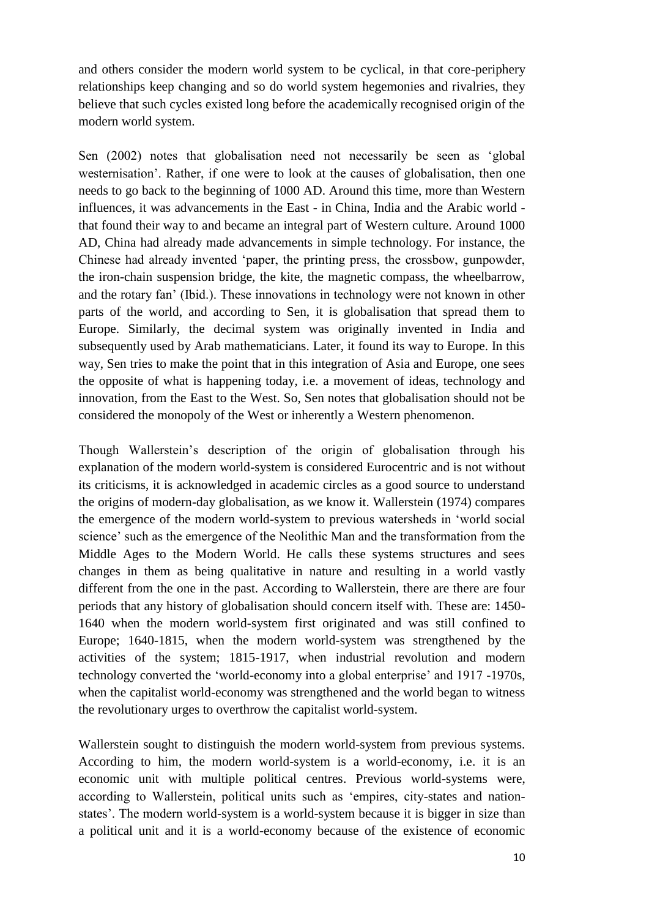and others consider the modern world system to be cyclical, in that core-periphery relationships keep changing and so do world system hegemonies and rivalries, they believe that such cycles existed long before the academically recognised origin of the modern world system.

Sen (2002) notes that globalisation need not necessarily be seen as 'global westernisation'. Rather, if one were to look at the causes of globalisation, then one needs to go back to the beginning of 1000 AD. Around this time, more than Western influences, it was advancements in the East - in China, India and the Arabic world - that found their way to and became an integral part of Western culture. Around 1000 AD, China had already made advancements in simple technology. For instance, the Chinese had already invented 'paper, the printing press, the crossbow, gunpowder, the iron-chain suspension bridge, the kite, the magnetic compass, the wheelbarrow, and the rotary fan' (Ibid.). These innovations in technology were not known in other parts of the world, and according to Sen, it is globalisation that spread them to Europe. Similarly, the decimal system was originally invented in India and subsequently used by Arab mathematicians. Later, it found its way to Europe. In this way, Sen tries to make the point that in this integration of Asia and Europe, one sees the opposite of what is happening today, i.e. a movement of ideas, technology and innovation, from the East to the West. So, Sen notes that globalisation should not be considered the monopoly of the West or inherently a Western phenomenon.

Though Wallerstein's description of the origin of globalisation through his explanation of the modern world-system is considered Eurocentric and is not without its criticisms, it is acknowledged in academic circles as a good source to understand the origins of modern-day globalisation, as we know it. Wallerstein (1974) compares the emergence of the modern world-system to previous watersheds in 'world social science' such as the emergence of the Neolithic Man and the transformation from the Middle Ages to the Modern World. He calls these systems structures and sees changes in them as being qualitative in nature and resulting in a world vastly different from the one in the past. According to Wallerstein, there are there are four periods that any history of globalisation should concern itself with. These are: 1450-1640 when the modern world-system first originated and was still confined to Europe; 1640-1815, when the modern world-system was strengthened by the activities of the system; 1815-1917, when industrial revolution and modern technology converted the 'world-economy into a global enterprise' and 1917 -1970s, when the capitalist world-economy was strengthened and the world began to witness the revolutionary urges to overthrow the capitalist world-system.

Wallerstein sought to distinguish the modern world-system from previous systems. According to him, the modern world-system is a world-economy, i.e. it is an economic unit with multiple political centres. Previous world-systems were, according to Wallerstein, political units such as 'empires, city-states and nation-states'. The modern world-system is a world-system because it is bigger in size than a political unit and it is a world-economy because of the existence of economic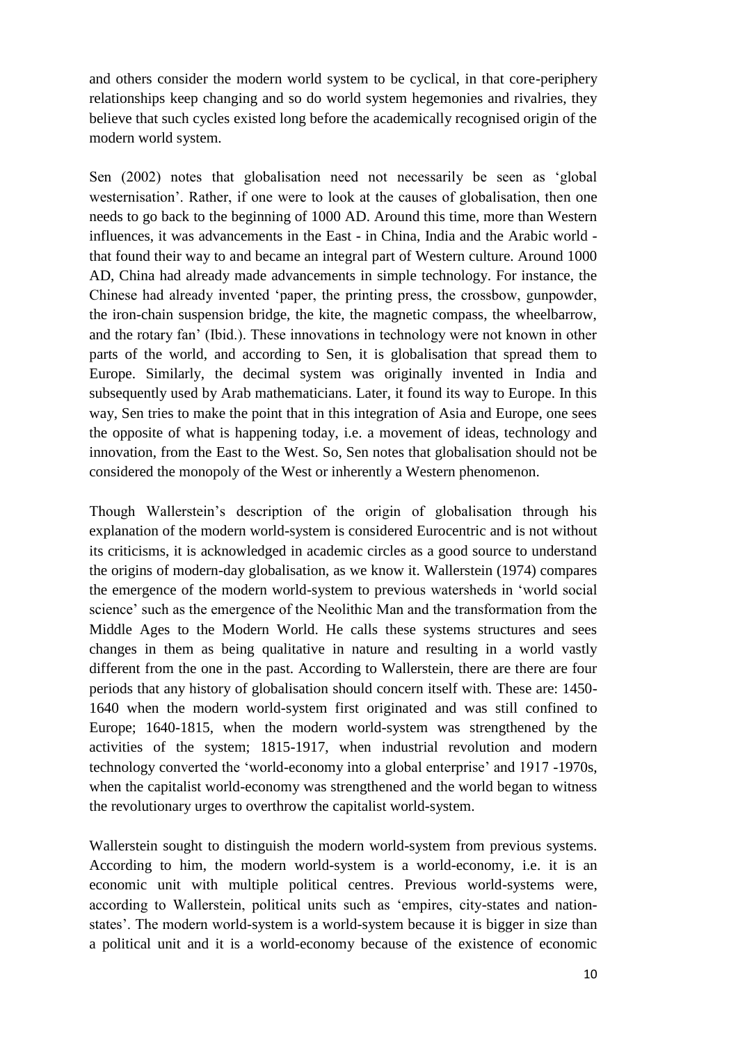and others consider the modern world system to be cyclical, in that core-periphery relationships keep changing and so do world system hegemonies and rivalries, they believe that such cycles existed long before the academically recognised origin of the modern world system.

Sen (2002) notes that globalisation need not necessarily be seen as 'global westernisation'. Rather, if one were to look at the causes of globalisation, then one needs to go back to the beginning of 1000 AD. Around this time, more than Western influences, it was advancements in the East - in China, India and the Arabic world - that found their way to and became an integral part of Western culture. Around 1000 AD, China had already made advancements in simple technology. For instance, the Chinese had already invented 'paper, the printing press, the crossbow, gunpowder, the iron-chain suspension bridge, the kite, the magnetic compass, the wheelbarrow, and the rotary fan' (Ibid.). These innovations in technology were not known in other parts of the world, and according to Sen, it is globalisation that spread them to Europe. Similarly, the decimal system was originally invented in India and subsequently used by Arab mathematicians. Later, it found its way to Europe. In this way, Sen tries to make the point that in this integration of Asia and Europe, one sees the opposite of what is happening today, i.e. a movement of ideas, technology and innovation, from the East to the West. So, Sen notes that globalisation should not be considered the monopoly of the West or inherently a Western phenomenon.

Though Wallerstein's description of the origin of globalisation through his explanation of the modern world-system is considered Eurocentric and is not without its criticisms, it is acknowledged in academic circles as a good source to understand the origins of modern-day globalisation, as we know it. Wallerstein (1974) compares the emergence of the modern world-system to previous watersheds in 'world social science' such as the emergence of the Neolithic Man and the transformation from the Middle Ages to the Modern World. He calls these systems structures and sees changes in them as being qualitative in nature and resulting in a world vastly different from the one in the past. According to Wallerstein, there are there are four periods that any history of globalisation should concern itself with. These are: 1450-1640 when the modern world-system first originated and was still confined to Europe; 1640-1815, when the modern world-system was strengthened by the activities of the system; 1815-1917, when industrial revolution and modern technology converted the 'world-economy into a global enterprise' and 1917 -1970s, when the capitalist world-economy was strengthened and the world began to witness the revolutionary urges to overthrow the capitalist world-system.

Wallerstein sought to distinguish the modern world-system from previous systems. According to him, the modern world-system is a world-economy, i.e. it is an economic unit with multiple political centres. Previous world-systems were, according to Wallerstein, political units such as 'empires, city-states and nation-states'. The modern world-system is a world-system because it is bigger in size than a political unit and it is a world-economy because of the existence of economic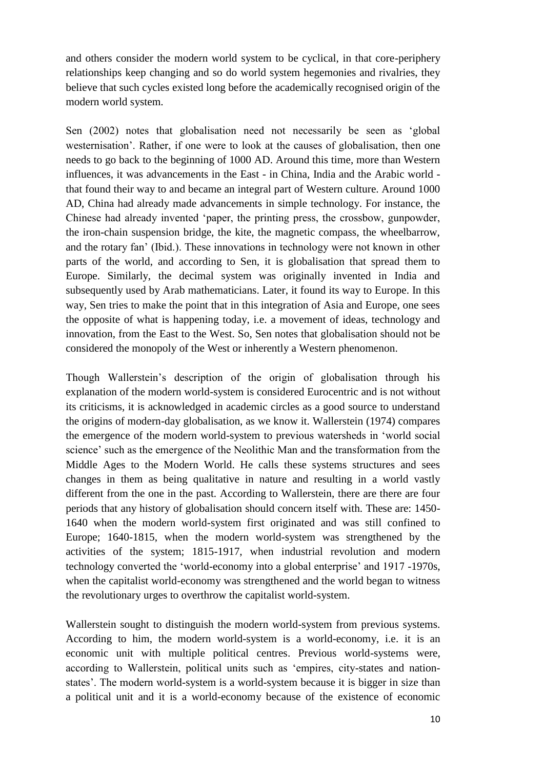and others consider the modern world system to be cyclical, in that core-periphery relationships keep changing and so do world system hegemonies and rivalries, they believe that such cycles existed long before the academically recognised origin of the modern world system.

Sen (2002) notes that globalisation need not necessarily be seen as 'global westernisation'. Rather, if one were to look at the causes of globalisation, then one needs to go back to the beginning of 1000 AD. Around this time, more than Western influences, it was advancements in the East - in China, India and the Arabic world - that found their way to and became an integral part of Western culture. Around 1000 AD, China had already made advancements in simple technology. For instance, the Chinese had already invented 'paper, the printing press, the crossbow, gunpowder, the iron-chain suspension bridge, the kite, the magnetic compass, the wheelbarrow, and the rotary fan' (Ibid.). These innovations in technology were not known in other parts of the world, and according to Sen, it is globalisation that spread them to Europe. Similarly, the decimal system was originally invented in India and subsequently used by Arab mathematicians. Later, it found its way to Europe. In this way, Sen tries to make the point that in this integration of Asia and Europe, one sees the opposite of what is happening today, i.e. a movement of ideas, technology and innovation, from the East to the West. So, Sen notes that globalisation should not be considered the monopoly of the West or inherently a Western phenomenon.

Though Wallerstein's description of the origin of globalisation through his explanation of the modern world-system is considered Eurocentric and is not without its criticisms, it is acknowledged in academic circles as a good source to understand the origins of modern-day globalisation, as we know it. Wallerstein (1974) compares the emergence of the modern world-system to previous watersheds in 'world social science' such as the emergence of the Neolithic Man and the transformation from the Middle Ages to the Modern World. He calls these systems structures and sees changes in them as being qualitative in nature and resulting in a world vastly different from the one in the past. According to Wallerstein, there are there are four periods that any history of globalisation should concern itself with. These are: 1450-1640 when the modern world-system first originated and was still confined to Europe; 1640-1815, when the modern world-system was strengthened by the activities of the system; 1815-1917, when industrial revolution and modern technology converted the 'world-economy into a global enterprise' and 1917 -1970s, when the capitalist world-economy was strengthened and the world began to witness the revolutionary urges to overthrow the capitalist world-system.

Wallerstein sought to distinguish the modern world-system from previous systems. According to him, the modern world-system is a world-economy, i.e. it is an economic unit with multiple political centres. Previous world-systems were, according to Wallerstein, political units such as 'empires, city-states and nation-states'. The modern world-system is a world-system because it is bigger in size than a political unit and it is a world-economy because of the existence of economic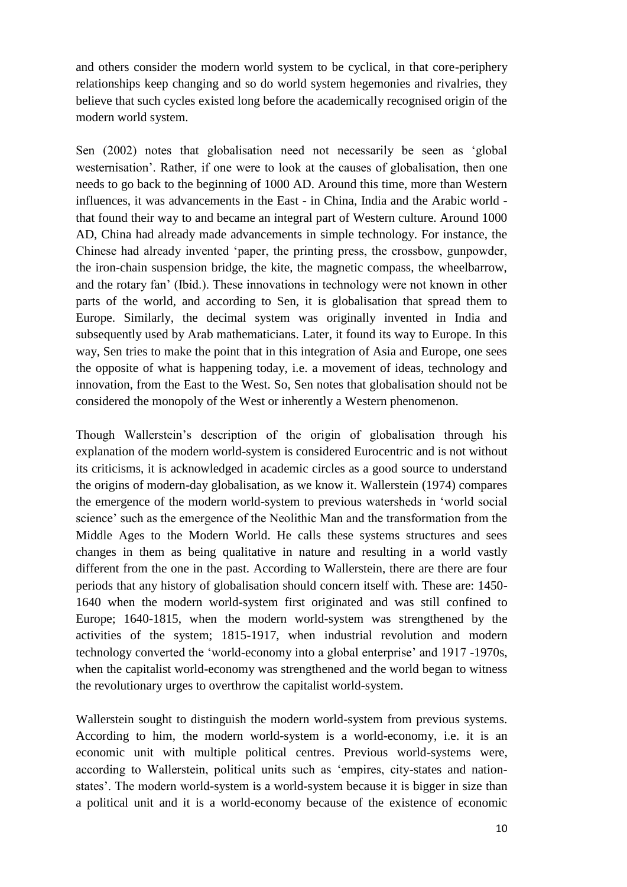and others consider the modern world system to be cyclical, in that core-periphery relationships keep changing and so do world system hegemonies and rivalries, they believe that such cycles existed long before the academically recognised origin of the modern world system.

Sen (2002) notes that globalisation need not necessarily be seen as 'global westernisation'. Rather, if one were to look at the causes of globalisation, then one needs to go back to the beginning of 1000 AD. Around this time, more than Western influences, it was advancements in the East - in China, India and the Arabic world - that found their way to and became an integral part of Western culture. Around 1000 AD, China had already made advancements in simple technology. For instance, the Chinese had already invented 'paper, the printing press, the crossbow, gunpowder, the iron-chain suspension bridge, the kite, the magnetic compass, the wheelbarrow, and the rotary fan' (Ibid.). These innovations in technology were not known in other parts of the world, and according to Sen, it is globalisation that spread them to Europe. Similarly, the decimal system was originally invented in India and subsequently used by Arab mathematicians. Later, it found its way to Europe. In this way, Sen tries to make the point that in this integration of Asia and Europe, one sees the opposite of what is happening today, i.e. a movement of ideas, technology and innovation, from the East to the West. So, Sen notes that globalisation should not be considered the monopoly of the West or inherently a Western phenomenon.

Though Wallerstein's description of the origin of globalisation through his explanation of the modern world-system is considered Eurocentric and is not without its criticisms, it is acknowledged in academic circles as a good source to understand the origins of modern-day globalisation, as we know it. Wallerstein (1974) compares the emergence of the modern world-system to previous watersheds in 'world social science' such as the emergence of the Neolithic Man and the transformation from the Middle Ages to the Modern World. He calls these systems structures and sees changes in them as being qualitative in nature and resulting in a world vastly different from the one in the past. According to Wallerstein, there are there are four periods that any history of globalisation should concern itself with. These are: 1450-1640 when the modern world-system first originated and was still confined to Europe; 1640-1815, when the modern world-system was strengthened by the activities of the system; 1815-1917, when industrial revolution and modern technology converted the 'world-economy into a global enterprise' and 1917 -1970s, when the capitalist world-economy was strengthened and the world began to witness the revolutionary urges to overthrow the capitalist world-system.

Wallerstein sought to distinguish the modern world-system from previous systems. According to him, the modern world-system is a world-economy, i.e. it is an economic unit with multiple political centres. Previous world-systems were, according to Wallerstein, political units such as 'empires, city-states and nation-states'. The modern world-system is a world-system because it is bigger in size than a political unit and it is a world-economy because of the existence of economic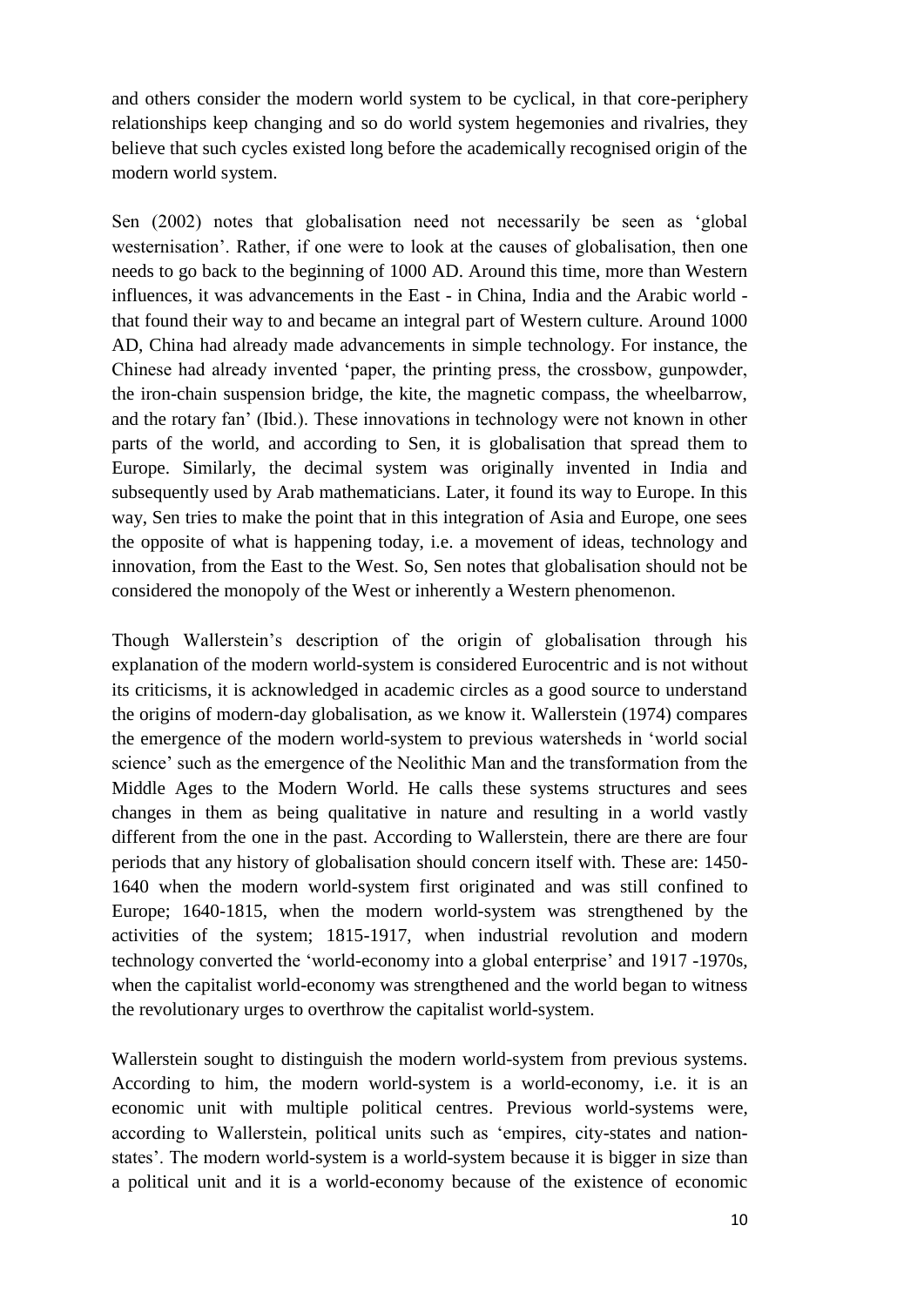and others consider the modern world system to be cyclical, in that core-periphery relationships keep changing and so do world system hegemonies and rivalries, they believe that such cycles existed long before the academically recognised origin of the modern world system.

Sen (2002) notes that globalisation need not necessarily be seen as 'global westernisation'. Rather, if one were to look at the causes of globalisation, then one needs to go back to the beginning of 1000 AD. Around this time, more than Western influences, it was advancements in the East - in China, India and the Arabic world - that found their way to and became an integral part of Western culture. Around 1000 AD, China had already made advancements in simple technology. For instance, the Chinese had already invented 'paper, the printing press, the crossbow, gunpowder, the iron-chain suspension bridge, the kite, the magnetic compass, the wheelbarrow, and the rotary fan' (Ibid.). These innovations in technology were not known in other parts of the world, and according to Sen, it is globalisation that spread them to Europe. Similarly, the decimal system was originally invented in India and subsequently used by Arab mathematicians. Later, it found its way to Europe. In this way, Sen tries to make the point that in this integration of Asia and Europe, one sees the opposite of what is happening today, i.e. a movement of ideas, technology and innovation, from the East to the West. So, Sen notes that globalisation should not be considered the monopoly of the West or inherently a Western phenomenon.

Though Wallerstein's description of the origin of globalisation through his explanation of the modern world-system is considered Eurocentric and is not without its criticisms, it is acknowledged in academic circles as a good source to understand the origins of modern-day globalisation, as we know it. Wallerstein (1974) compares the emergence of the modern world-system to previous watersheds in 'world social science' such as the emergence of the Neolithic Man and the transformation from the Middle Ages to the Modern World. He calls these systems structures and sees changes in them as being qualitative in nature and resulting in a world vastly different from the one in the past. According to Wallerstein, there are there are four periods that any history of globalisation should concern itself with. These are: 1450-1640 when the modern world-system first originated and was still confined to Europe; 1640-1815, when the modern world-system was strengthened by the activities of the system; 1815-1917, when industrial revolution and modern technology converted the 'world-economy into a global enterprise' and 1917 -1970s, when the capitalist world-economy was strengthened and the world began to witness the revolutionary urges to overthrow the capitalist world-system.

Wallerstein sought to distinguish the modern world-system from previous systems. According to him, the modern world-system is a world-economy, i.e. it is an economic unit with multiple political centres. Previous world-systems were, according to Wallerstein, political units such as 'empires, city-states and nation-states'. The modern world-system is a world-system because it is bigger in size than a political unit and it is a world-economy because of the existence of economic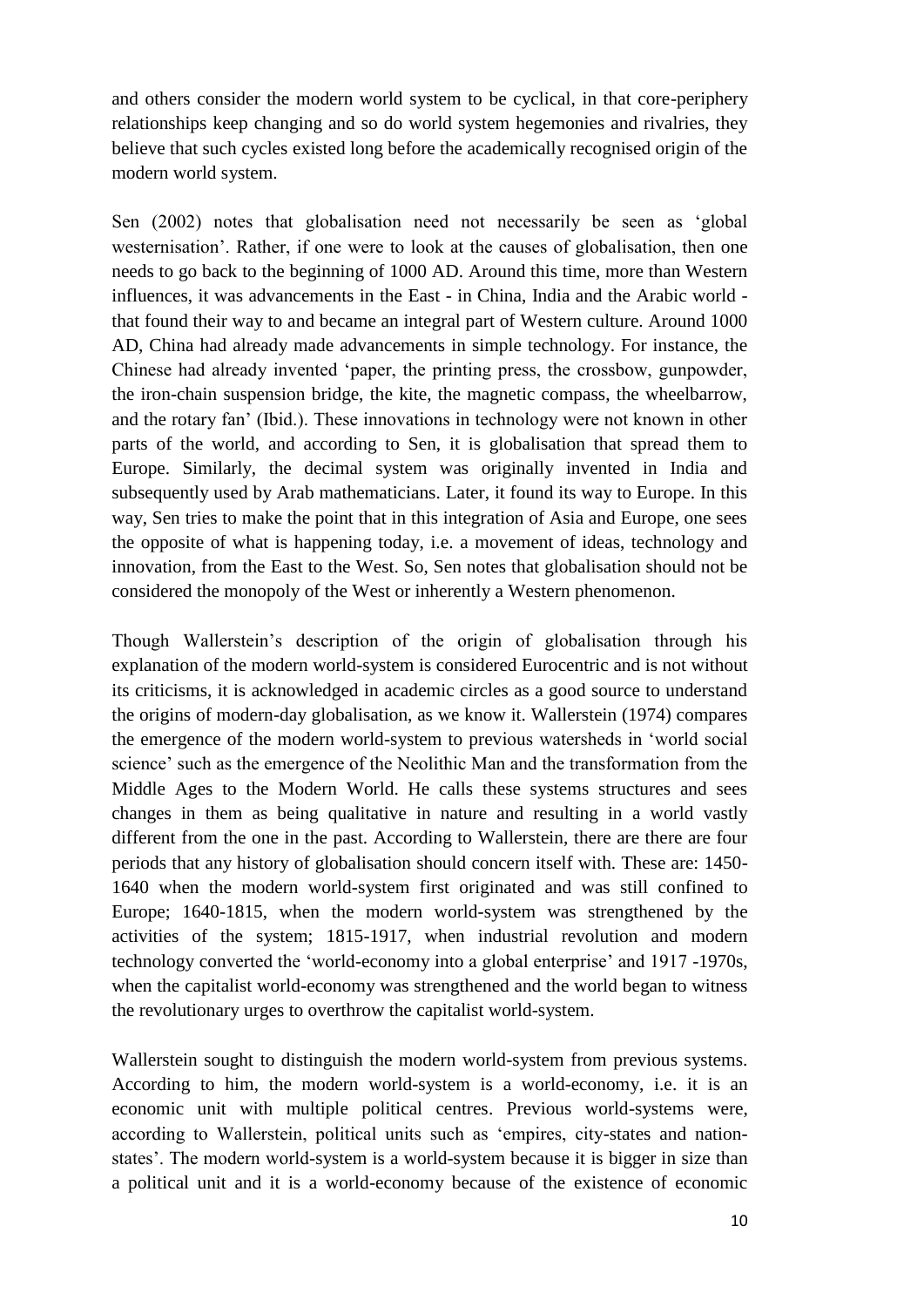and others consider the modern world system to be cyclical, in that core-periphery relationships keep changing and so do world system hegemonies and rivalries, they believe that such cycles existed long before the academically recognised origin of the modern world system.

Sen (2002) notes that globalisation need not necessarily be seen as 'global westernisation'. Rather, if one were to look at the causes of globalisation, then one needs to go back to the beginning of 1000 AD. Around this time, more than Western influences, it was advancements in the East - in China, India and the Arabic world - that found their way to and became an integral part of Western culture. Around 1000 AD, China had already made advancements in simple technology. For instance, the Chinese had already invented 'paper, the printing press, the crossbow, gunpowder, the iron-chain suspension bridge, the kite, the magnetic compass, the wheelbarrow, and the rotary fan' (Ibid.). These innovations in technology were not known in other parts of the world, and according to Sen, it is globalisation that spread them to Europe. Similarly, the decimal system was originally invented in India and subsequently used by Arab mathematicians. Later, it found its way to Europe. In this way, Sen tries to make the point that in this integration of Asia and Europe, one sees the opposite of what is happening today, i.e. a movement of ideas, technology and innovation, from the East to the West. So, Sen notes that globalisation should not be considered the monopoly of the West or inherently a Western phenomenon.

Though Wallerstein's description of the origin of globalisation through his explanation of the modern world-system is considered Eurocentric and is not without its criticisms, it is acknowledged in academic circles as a good source to understand the origins of modern-day globalisation, as we know it. Wallerstein (1974) compares the emergence of the modern world-system to previous watersheds in 'world social science' such as the emergence of the Neolithic Man and the transformation from the Middle Ages to the Modern World. He calls these systems structures and sees changes in them as being qualitative in nature and resulting in a world vastly different from the one in the past. According to Wallerstein, there are there are four periods that any history of globalisation should concern itself with. These are: 1450-1640 when the modern world-system first originated and was still confined to Europe; 1640-1815, when the modern world-system was strengthened by the activities of the system; 1815-1917, when industrial revolution and modern technology converted the 'world-economy into a global enterprise' and 1917 -1970s, when the capitalist world-economy was strengthened and the world began to witness the revolutionary urges to overthrow the capitalist world-system.

Wallerstein sought to distinguish the modern world-system from previous systems. According to him, the modern world-system is a world-economy, i.e. it is an economic unit with multiple political centres. Previous world-systems were, according to Wallerstein, political units such as 'empires, city-states and nation-states'. The modern world-system is a world-system because it is bigger in size than a political unit and it is a world-economy because of the existence of economic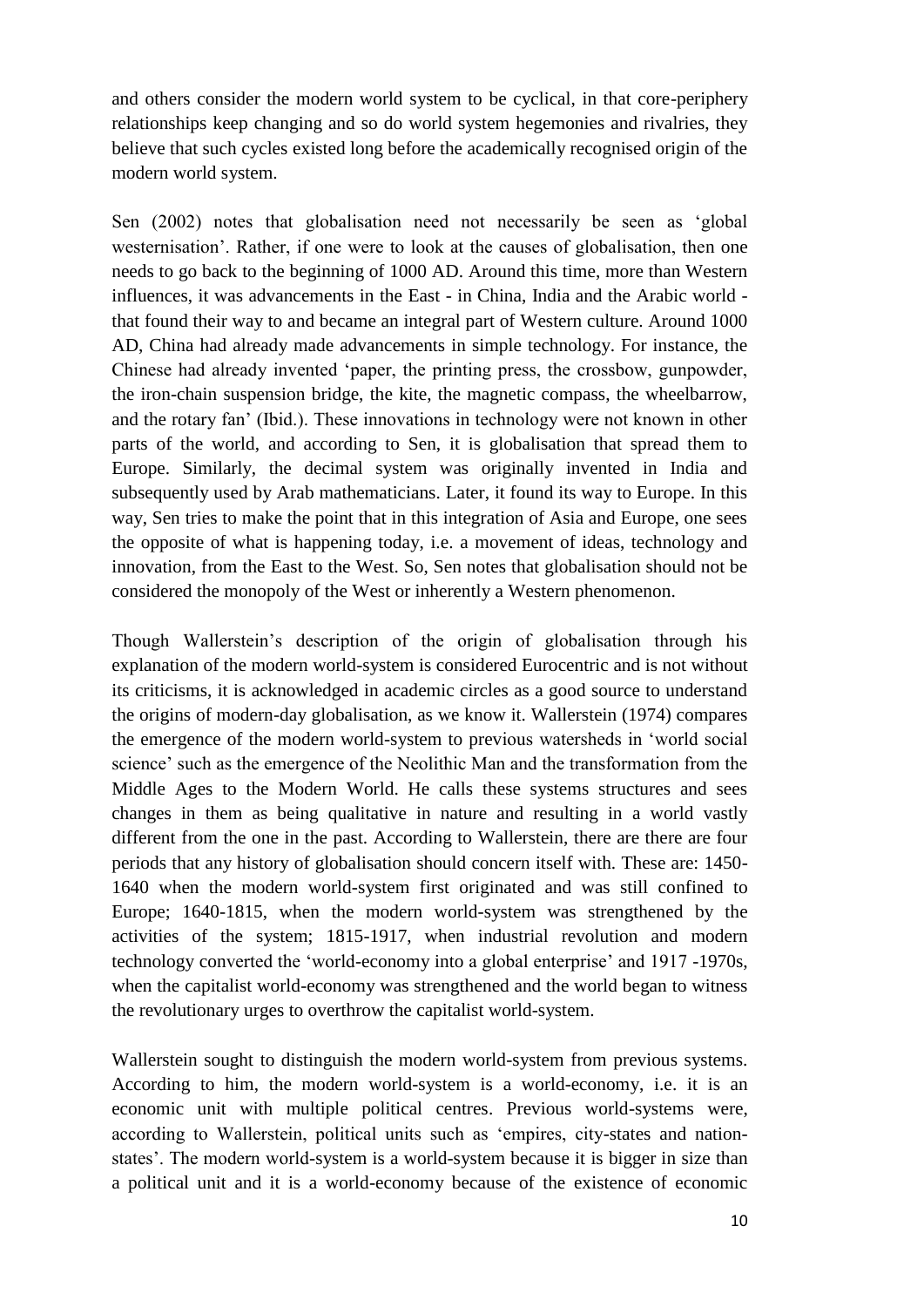and others consider the modern world system to be cyclical, in that core-periphery relationships keep changing and so do world system hegemonies and rivalries, they believe that such cycles existed long before the academically recognised origin of the modern world system.

Sen (2002) notes that globalisation need not necessarily be seen as 'global westernisation'. Rather, if one were to look at the causes of globalisation, then one needs to go back to the beginning of 1000 AD. Around this time, more than Western influences, it was advancements in the East - in China, India and the Arabic world - that found their way to and became an integral part of Western culture. Around 1000 AD, China had already made advancements in simple technology. For instance, the Chinese had already invented 'paper, the printing press, the crossbow, gunpowder, the iron-chain suspension bridge, the kite, the magnetic compass, the wheelbarrow, and the rotary fan' (Ibid.). These innovations in technology were not known in other parts of the world, and according to Sen, it is globalisation that spread them to Europe. Similarly, the decimal system was originally invented in India and subsequently used by Arab mathematicians. Later, it found its way to Europe. In this way, Sen tries to make the point that in this integration of Asia and Europe, one sees the opposite of what is happening today, i.e. a movement of ideas, technology and innovation, from the East to the West. So, Sen notes that globalisation should not be considered the monopoly of the West or inherently a Western phenomenon.

Though Wallerstein's description of the origin of globalisation through his explanation of the modern world-system is considered Eurocentric and is not without its criticisms, it is acknowledged in academic circles as a good source to understand the origins of modern-day globalisation, as we know it. Wallerstein (1974) compares the emergence of the modern world-system to previous watersheds in 'world social science' such as the emergence of the Neolithic Man and the transformation from the Middle Ages to the Modern World. He calls these systems structures and sees changes in them as being qualitative in nature and resulting in a world vastly different from the one in the past. According to Wallerstein, there are there are four periods that any history of globalisation should concern itself with. These are: 1450-1640 when the modern world-system first originated and was still confined to Europe; 1640-1815, when the modern world-system was strengthened by the activities of the system; 1815-1917, when industrial revolution and modern technology converted the 'world-economy into a global enterprise' and 1917 -1970s, when the capitalist world-economy was strengthened and the world began to witness the revolutionary urges to overthrow the capitalist world-system.

Wallerstein sought to distinguish the modern world-system from previous systems. According to him, the modern world-system is a world-economy, i.e. it is an economic unit with multiple political centres. Previous world-systems were, according to Wallerstein, political units such as 'empires, city-states and nation-states'. The modern world-system is a world-system because it is bigger in size than a political unit and it is a world-economy because of the existence of economic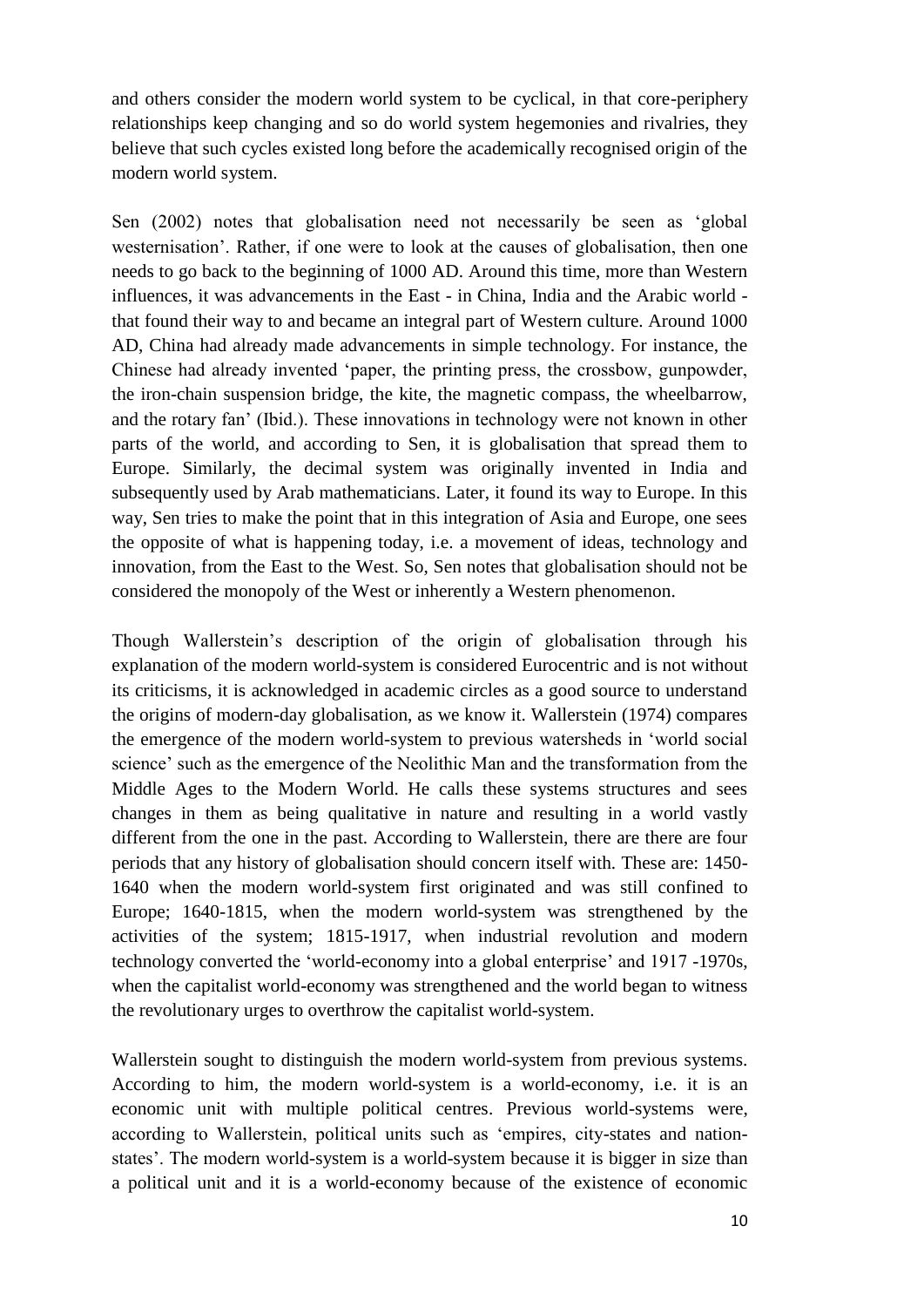and others consider the modern world system to be cyclical, in that core-periphery relationships keep changing and so do world system hegemonies and rivalries, they believe that such cycles existed long before the academically recognised origin of the modern world system.

Sen (2002) notes that globalisation need not necessarily be seen as 'global westernisation'. Rather, if one were to look at the causes of globalisation, then one needs to go back to the beginning of 1000 AD. Around this time, more than Western influences, it was advancements in the East - in China, India and the Arabic world - that found their way to and became an integral part of Western culture. Around 1000 AD, China had already made advancements in simple technology. For instance, the Chinese had already invented 'paper, the printing press, the crossbow, gunpowder, the iron-chain suspension bridge, the kite, the magnetic compass, the wheelbarrow, and the rotary fan' (Ibid.). These innovations in technology were not known in other parts of the world, and according to Sen, it is globalisation that spread them to Europe. Similarly, the decimal system was originally invented in India and subsequently used by Arab mathematicians. Later, it found its way to Europe. In this way, Sen tries to make the point that in this integration of Asia and Europe, one sees the opposite of what is happening today, i.e. a movement of ideas, technology and innovation, from the East to the West. So, Sen notes that globalisation should not be considered the monopoly of the West or inherently a Western phenomenon.

Though Wallerstein's description of the origin of globalisation through his explanation of the modern world-system is considered Eurocentric and is not without its criticisms, it is acknowledged in academic circles as a good source to understand the origins of modern-day globalisation, as we know it. Wallerstein (1974) compares the emergence of the modern world-system to previous watersheds in 'world social science' such as the emergence of the Neolithic Man and the transformation from the Middle Ages to the Modern World. He calls these systems structures and sees changes in them as being qualitative in nature and resulting in a world vastly different from the one in the past. According to Wallerstein, there are there are four periods that any history of globalisation should concern itself with. These are: 1450-1640 when the modern world-system first originated and was still confined to Europe; 1640-1815, when the modern world-system was strengthened by the activities of the system; 1815-1917, when industrial revolution and modern technology converted the 'world-economy into a global enterprise' and 1917 -1970s, when the capitalist world-economy was strengthened and the world began to witness the revolutionary urges to overthrow the capitalist world-system.

Wallerstein sought to distinguish the modern world-system from previous systems. According to him, the modern world-system is a world-economy, i.e. it is an economic unit with multiple political centres. Previous world-systems were, according to Wallerstein, political units such as 'empires, city-states and nation-states'. The modern world-system is a world-system because it is bigger in size than a political unit and it is a world-economy because of the existence of economic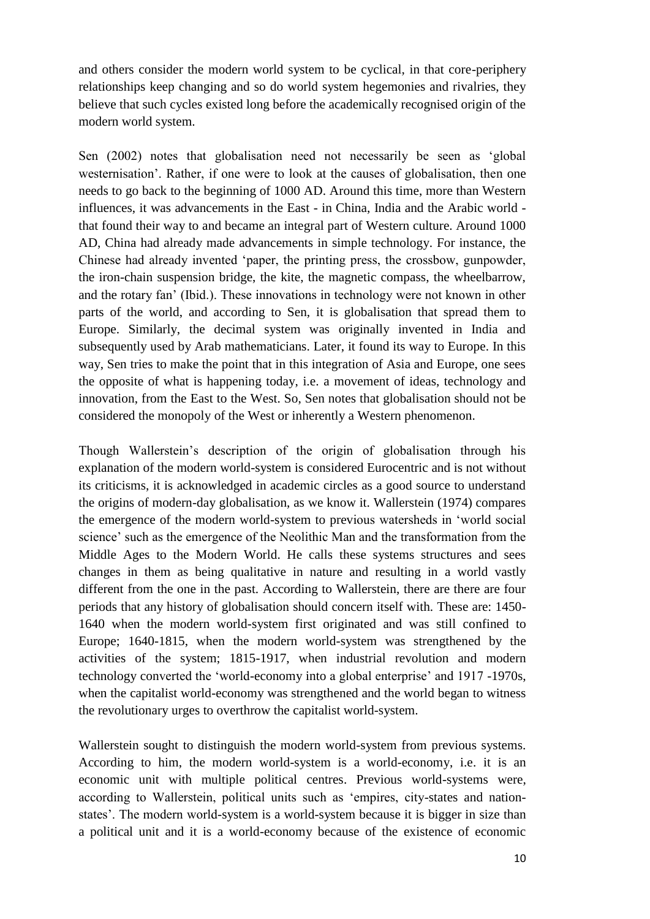and others consider the modern world system to be cyclical, in that core-periphery relationships keep changing and so do world system hegemonies and rivalries, they believe that such cycles existed long before the academically recognised origin of the modern world system.

Sen (2002) notes that globalisation need not necessarily be seen as 'global westernisation'. Rather, if one were to look at the causes of globalisation, then one needs to go back to the beginning of 1000 AD. Around this time, more than Western influences, it was advancements in the East - in China, India and the Arabic world - that found their way to and became an integral part of Western culture. Around 1000 AD, China had already made advancements in simple technology. For instance, the Chinese had already invented 'paper, the printing press, the crossbow, gunpowder, the iron-chain suspension bridge, the kite, the magnetic compass, the wheelbarrow, and the rotary fan' (Ibid.). These innovations in technology were not known in other parts of the world, and according to Sen, it is globalisation that spread them to Europe. Similarly, the decimal system was originally invented in India and subsequently used by Arab mathematicians. Later, it found its way to Europe. In this way, Sen tries to make the point that in this integration of Asia and Europe, one sees the opposite of what is happening today, i.e. a movement of ideas, technology and innovation, from the East to the West. So, Sen notes that globalisation should not be considered the monopoly of the West or inherently a Western phenomenon.

Though Wallerstein's description of the origin of globalisation through his explanation of the modern world-system is considered Eurocentric and is not without its criticisms, it is acknowledged in academic circles as a good source to understand the origins of modern-day globalisation, as we know it. Wallerstein (1974) compares the emergence of the modern world-system to previous watersheds in 'world social science' such as the emergence of the Neolithic Man and the transformation from the Middle Ages to the Modern World. He calls these systems structures and sees changes in them as being qualitative in nature and resulting in a world vastly different from the one in the past. According to Wallerstein, there are there are four periods that any history of globalisation should concern itself with. These are: 1450-1640 when the modern world-system first originated and was still confined to Europe; 1640-1815, when the modern world-system was strengthened by the activities of the system; 1815-1917, when industrial revolution and modern technology converted the 'world-economy into a global enterprise' and 1917 -1970s, when the capitalist world-economy was strengthened and the world began to witness the revolutionary urges to overthrow the capitalist world-system.

Wallerstein sought to distinguish the modern world-system from previous systems. According to him, the modern world-system is a world-economy, i.e. it is an economic unit with multiple political centres. Previous world-systems were, according to Wallerstein, political units such as 'empires, city-states and nation-states'. The modern world-system is a world-system because it is bigger in size than a political unit and it is a world-economy because of the existence of economic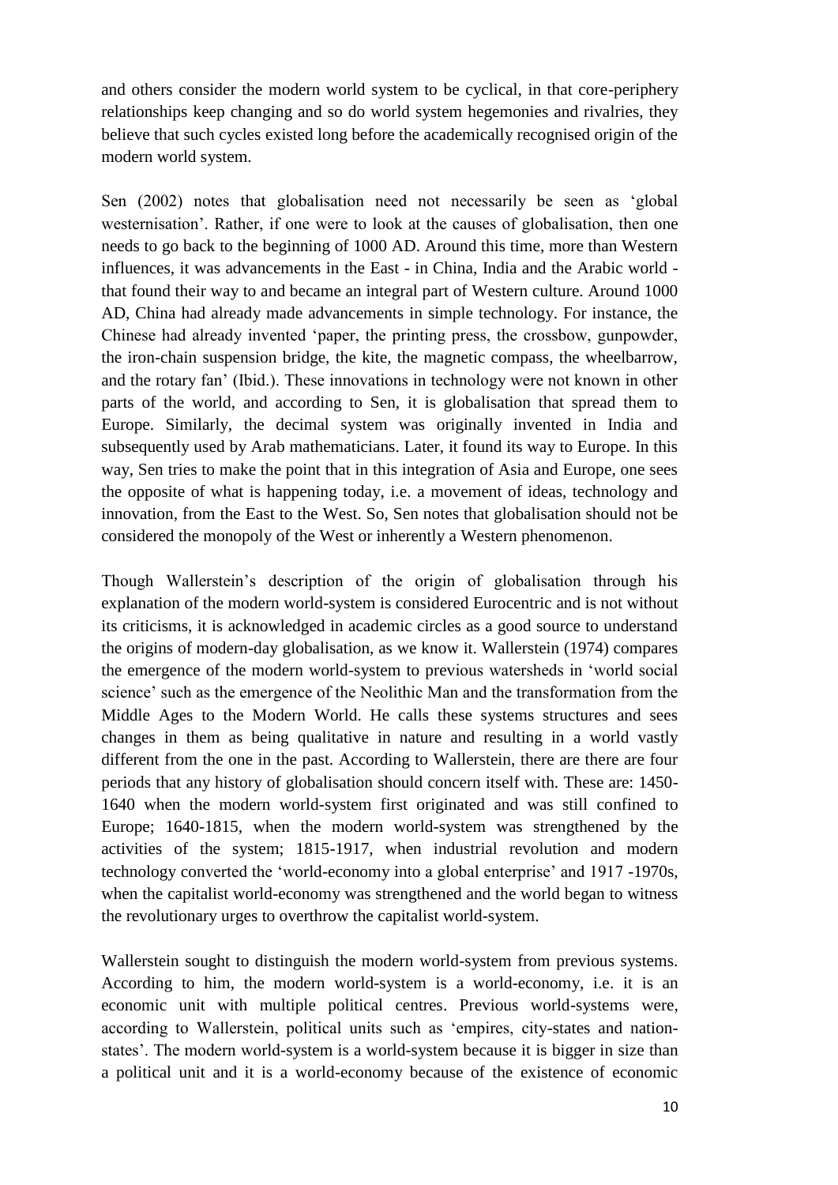and others consider the modern world system to be cyclical, in that core-periphery relationships keep changing and so do world system hegemonies and rivalries, they believe that such cycles existed long before the academically recognised origin of the modern world system.

Sen (2002) notes that globalisation need not necessarily be seen as 'global westernisation'. Rather, if one were to look at the causes of globalisation, then one needs to go back to the beginning of 1000 AD. Around this time, more than Western influences, it was advancements in the East - in China, India and the Arabic world - that found their way to and became an integral part of Western culture. Around 1000 AD, China had already made advancements in simple technology. For instance, the Chinese had already invented 'paper, the printing press, the crossbow, gunpowder, the iron-chain suspension bridge, the kite, the magnetic compass, the wheelbarrow, and the rotary fan' (Ibid.). These innovations in technology were not known in other parts of the world, and according to Sen, it is globalisation that spread them to Europe. Similarly, the decimal system was originally invented in India and subsequently used by Arab mathematicians. Later, it found its way to Europe. In this way, Sen tries to make the point that in this integration of Asia and Europe, one sees the opposite of what is happening today, i.e. a movement of ideas, technology and innovation, from the East to the West. So, Sen notes that globalisation should not be considered the monopoly of the West or inherently a Western phenomenon.

Though Wallerstein's description of the origin of globalisation through his explanation of the modern world-system is considered Eurocentric and is not without its criticisms, it is acknowledged in academic circles as a good source to understand the origins of modern-day globalisation, as we know it. Wallerstein (1974) compares the emergence of the modern world-system to previous watersheds in 'world social science' such as the emergence of the Neolithic Man and the transformation from the Middle Ages to the Modern World. He calls these systems structures and sees changes in them as being qualitative in nature and resulting in a world vastly different from the one in the past. According to Wallerstein, there are there are four periods that any history of globalisation should concern itself with. These are: 1450-1640 when the modern world-system first originated and was still confined to Europe; 1640-1815, when the modern world-system was strengthened by the activities of the system; 1815-1917, when industrial revolution and modern technology converted the 'world-economy into a global enterprise' and 1917 -1970s, when the capitalist world-economy was strengthened and the world began to witness the revolutionary urges to overthrow the capitalist world-system.

Wallerstein sought to distinguish the modern world-system from previous systems. According to him, the modern world-system is a world-economy, i.e. it is an economic unit with multiple political centres. Previous world-systems were, according to Wallerstein, political units such as 'empires, city-states and nation-states'. The modern world-system is a world-system because it is bigger in size than a political unit and it is a world-economy because of the existence of economic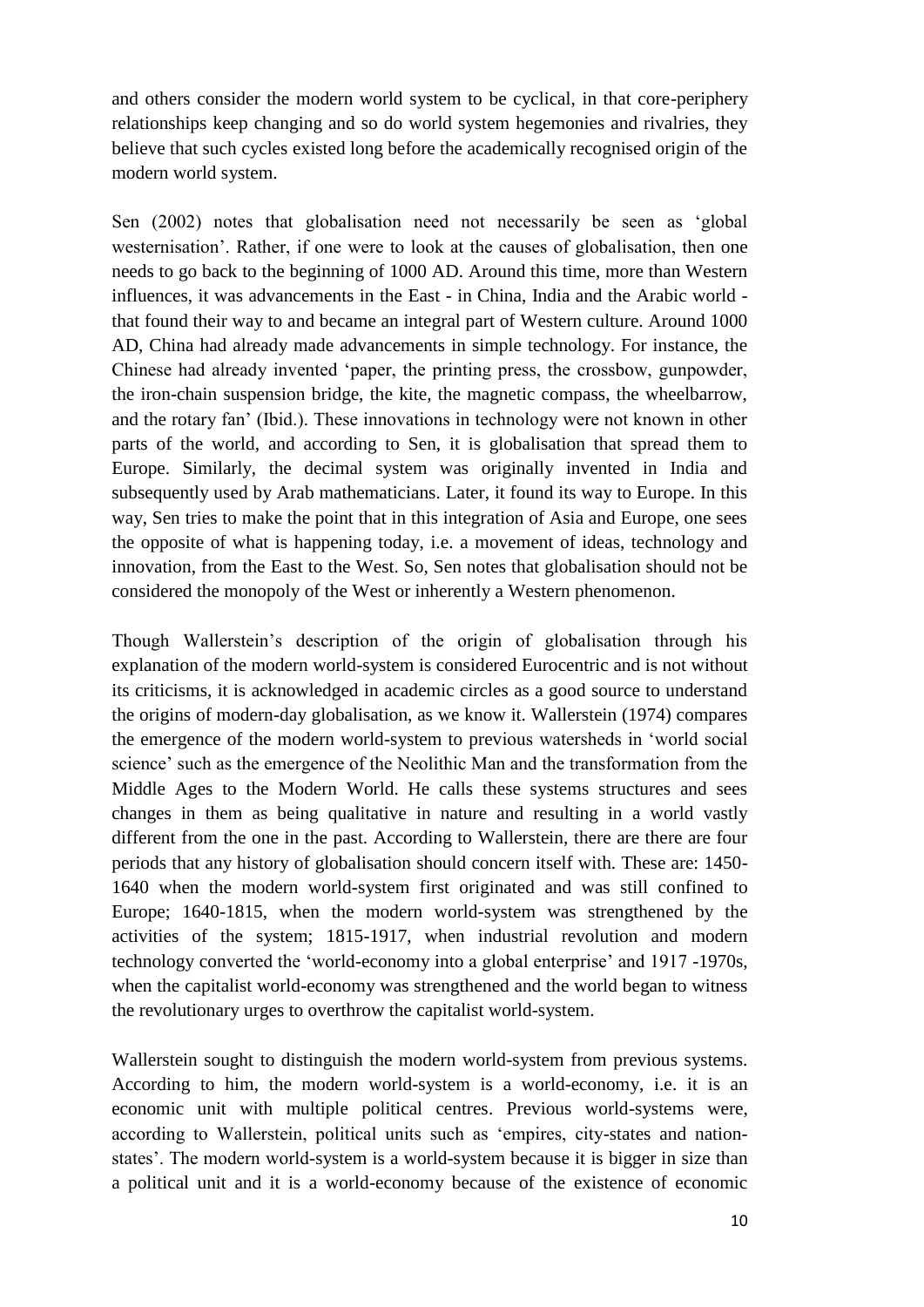and others consider the modern world system to be cyclical, in that core-periphery relationships keep changing and so do world system hegemonies and rivalries, they believe that such cycles existed long before the academically recognised origin of the modern world system.

Sen (2002) notes that globalisation need not necessarily be seen as 'global westernisation'. Rather, if one were to look at the causes of globalisation, then one needs to go back to the beginning of 1000 AD. Around this time, more than Western influences, it was advancements in the East - in China, India and the Arabic world - that found their way to and became an integral part of Western culture. Around 1000 AD, China had already made advancements in simple technology. For instance, the Chinese had already invented 'paper, the printing press, the crossbow, gunpowder, the iron-chain suspension bridge, the kite, the magnetic compass, the wheelbarrow, and the rotary fan' (Ibid.). These innovations in technology were not known in other parts of the world, and according to Sen, it is globalisation that spread them to Europe. Similarly, the decimal system was originally invented in India and subsequently used by Arab mathematicians. Later, it found its way to Europe. In this way, Sen tries to make the point that in this integration of Asia and Europe, one sees the opposite of what is happening today, i.e. a movement of ideas, technology and innovation, from the East to the West. So, Sen notes that globalisation should not be considered the monopoly of the West or inherently a Western phenomenon.

Though Wallerstein's description of the origin of globalisation through his explanation of the modern world-system is considered Eurocentric and is not without its criticisms, it is acknowledged in academic circles as a good source to understand the origins of modern-day globalisation, as we know it. Wallerstein (1974) compares the emergence of the modern world-system to previous watersheds in 'world social science' such as the emergence of the Neolithic Man and the transformation from the Middle Ages to the Modern World. He calls these systems structures and sees changes in them as being qualitative in nature and resulting in a world vastly different from the one in the past. According to Wallerstein, there are there are four periods that any history of globalisation should concern itself with. These are: 1450-1640 when the modern world-system first originated and was still confined to Europe; 1640-1815, when the modern world-system was strengthened by the activities of the system; 1815-1917, when industrial revolution and modern technology converted the 'world-economy into a global enterprise' and 1917 -1970s, when the capitalist world-economy was strengthened and the world began to witness the revolutionary urges to overthrow the capitalist world-system.

Wallerstein sought to distinguish the modern world-system from previous systems. According to him, the modern world-system is a world-economy, i.e. it is an economic unit with multiple political centres. Previous world-systems were, according to Wallerstein, political units such as 'empires, city-states and nation-states'. The modern world-system is a world-system because it is bigger in size than a political unit and it is a world-economy because of the existence of economic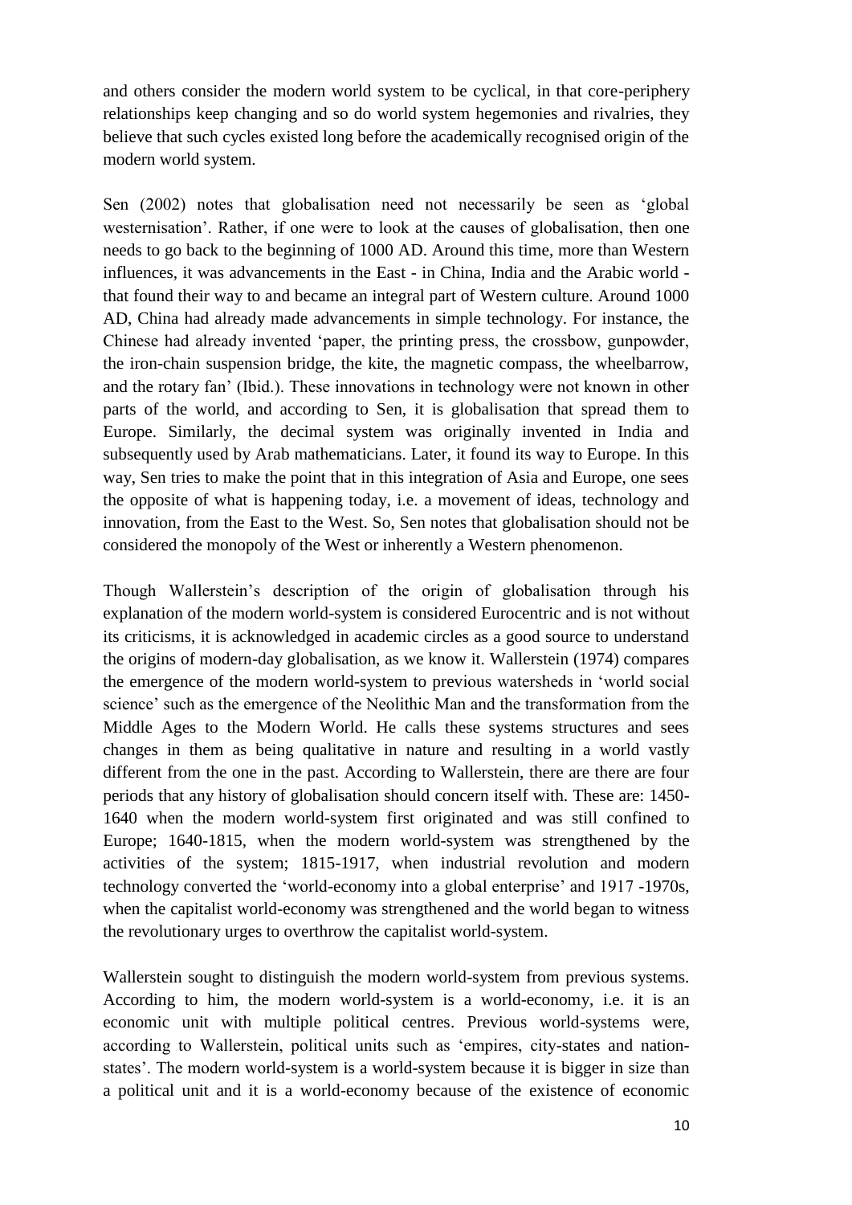and others consider the modern world system to be cyclical, in that core-periphery relationships keep changing and so do world system hegemonies and rivalries, they believe that such cycles existed long before the academically recognised origin of the modern world system.

Sen (2002) notes that globalisation need not necessarily be seen as 'global westernisation'. Rather, if one were to look at the causes of globalisation, then one needs to go back to the beginning of 1000 AD. Around this time, more than Western influences, it was advancements in the East - in China, India and the Arabic world - that found their way to and became an integral part of Western culture. Around 1000 AD, China had already made advancements in simple technology. For instance, the Chinese had already invented 'paper, the printing press, the crossbow, gunpowder, the iron-chain suspension bridge, the kite, the magnetic compass, the wheelbarrow, and the rotary fan' (Ibid.). These innovations in technology were not known in other parts of the world, and according to Sen, it is globalisation that spread them to Europe. Similarly, the decimal system was originally invented in India and subsequently used by Arab mathematicians. Later, it found its way to Europe. In this way, Sen tries to make the point that in this integration of Asia and Europe, one sees the opposite of what is happening today, i.e. a movement of ideas, technology and innovation, from the East to the West. So, Sen notes that globalisation should not be considered the monopoly of the West or inherently a Western phenomenon.

Though Wallerstein's description of the origin of globalisation through his explanation of the modern world-system is considered Eurocentric and is not without its criticisms, it is acknowledged in academic circles as a good source to understand the origins of modern-day globalisation, as we know it. Wallerstein (1974) compares the emergence of the modern world-system to previous watersheds in 'world social science' such as the emergence of the Neolithic Man and the transformation from the Middle Ages to the Modern World. He calls these systems structures and sees changes in them as being qualitative in nature and resulting in a world vastly different from the one in the past. According to Wallerstein, there are there are four periods that any history of globalisation should concern itself with. These are: 1450-1640 when the modern world-system first originated and was still confined to Europe; 1640-1815, when the modern world-system was strengthened by the activities of the system; 1815-1917, when industrial revolution and modern technology converted the 'world-economy into a global enterprise' and 1917 -1970s, when the capitalist world-economy was strengthened and the world began to witness the revolutionary urges to overthrow the capitalist world-system.

Wallerstein sought to distinguish the modern world-system from previous systems. According to him, the modern world-system is a world-economy, i.e. it is an economic unit with multiple political centres. Previous world-systems were, according to Wallerstein, political units such as 'empires, city-states and nation-states'. The modern world-system is a world-system because it is bigger in size than a political unit and it is a world-economy because of the existence of economic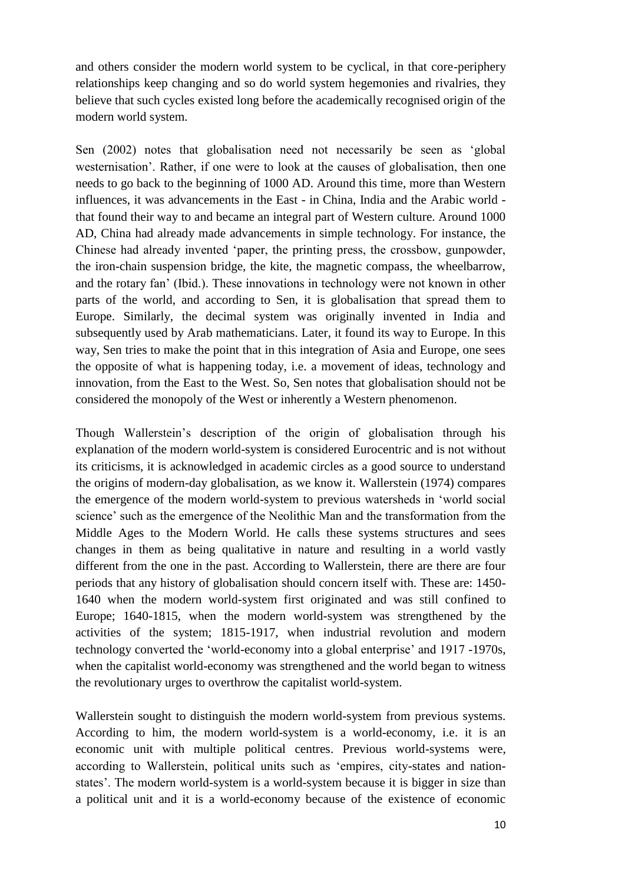and others consider the modern world system to be cyclical, in that core-periphery relationships keep changing and so do world system hegemonies and rivalries, they believe that such cycles existed long before the academically recognised origin of the modern world system.

Sen (2002) notes that globalisation need not necessarily be seen as 'global westernisation'. Rather, if one were to look at the causes of globalisation, then one needs to go back to the beginning of 1000 AD. Around this time, more than Western influences, it was advancements in the East - in China, India and the Arabic world - that found their way to and became an integral part of Western culture. Around 1000 AD, China had already made advancements in simple technology. For instance, the Chinese had already invented 'paper, the printing press, the crossbow, gunpowder, the iron-chain suspension bridge, the kite, the magnetic compass, the wheelbarrow, and the rotary fan' (Ibid.). These innovations in technology were not known in other parts of the world, and according to Sen, it is globalisation that spread them to Europe. Similarly, the decimal system was originally invented in India and subsequently used by Arab mathematicians. Later, it found its way to Europe. In this way, Sen tries to make the point that in this integration of Asia and Europe, one sees the opposite of what is happening today, i.e. a movement of ideas, technology and innovation, from the East to the West. So, Sen notes that globalisation should not be considered the monopoly of the West or inherently a Western phenomenon.

Though Wallerstein's description of the origin of globalisation through his explanation of the modern world-system is considered Eurocentric and is not without its criticisms, it is acknowledged in academic circles as a good source to understand the origins of modern-day globalisation, as we know it. Wallerstein (1974) compares the emergence of the modern world-system to previous watersheds in 'world social science' such as the emergence of the Neolithic Man and the transformation from the Middle Ages to the Modern World. He calls these systems structures and sees changes in them as being qualitative in nature and resulting in a world vastly different from the one in the past. According to Wallerstein, there are there are four periods that any history of globalisation should concern itself with. These are: 1450-1640 when the modern world-system first originated and was still confined to Europe; 1640-1815, when the modern world-system was strengthened by the activities of the system; 1815-1917, when industrial revolution and modern technology converted the 'world-economy into a global enterprise' and 1917 -1970s, when the capitalist world-economy was strengthened and the world began to witness the revolutionary urges to overthrow the capitalist world-system.

Wallerstein sought to distinguish the modern world-system from previous systems. According to him, the modern world-system is a world-economy, i.e. it is an economic unit with multiple political centres. Previous world-systems were, according to Wallerstein, political units such as 'empires, city-states and nation-states'. The modern world-system is a world-system because it is bigger in size than a political unit and it is a world-economy because of the existence of economic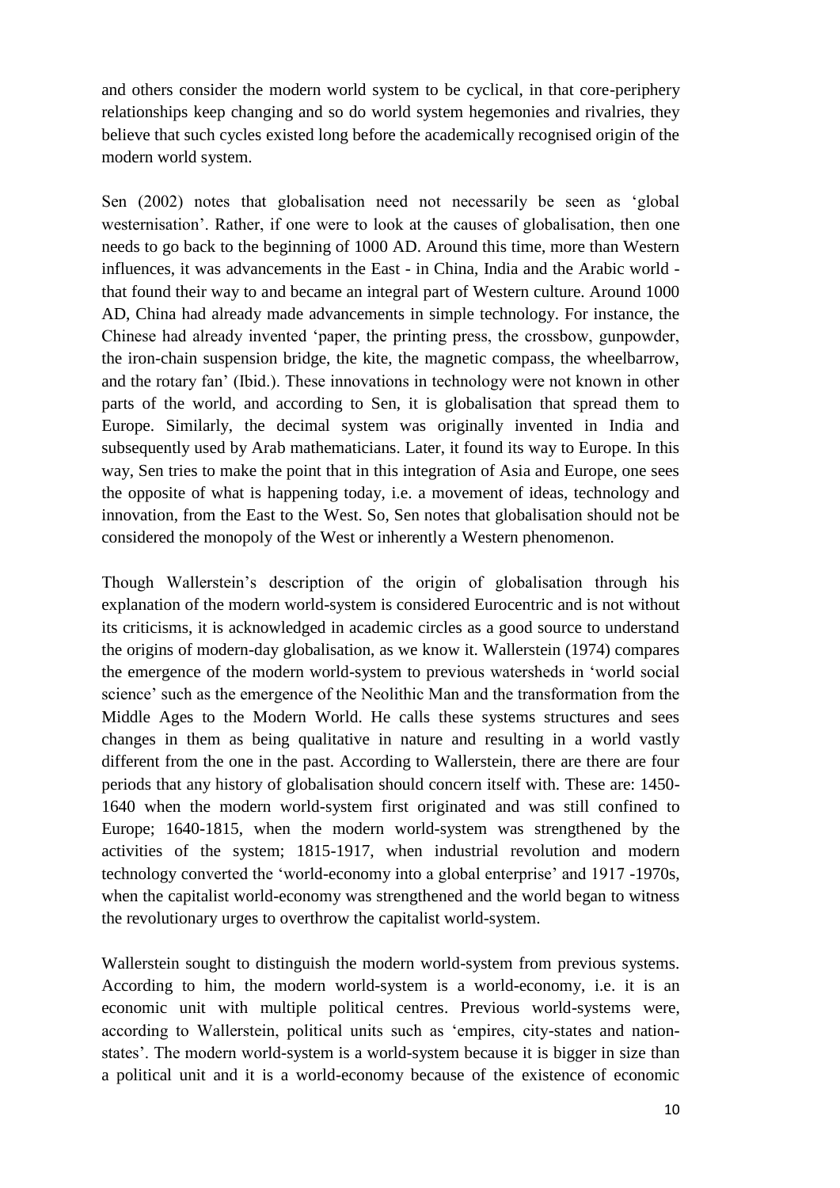and others consider the modern world system to be cyclical, in that core-periphery relationships keep changing and so do world system hegemonies and rivalries, they believe that such cycles existed long before the academically recognised origin of the modern world system.

Sen (2002) notes that globalisation need not necessarily be seen as 'global westernisation'. Rather, if one were to look at the causes of globalisation, then one needs to go back to the beginning of 1000 AD. Around this time, more than Western influences, it was advancements in the East - in China, India and the Arabic world - that found their way to and became an integral part of Western culture. Around 1000 AD, China had already made advancements in simple technology. For instance, the Chinese had already invented 'paper, the printing press, the crossbow, gunpowder, the iron-chain suspension bridge, the kite, the magnetic compass, the wheelbarrow, and the rotary fan' (Ibid.). These innovations in technology were not known in other parts of the world, and according to Sen, it is globalisation that spread them to Europe. Similarly, the decimal system was originally invented in India and subsequently used by Arab mathematicians. Later, it found its way to Europe. In this way, Sen tries to make the point that in this integration of Asia and Europe, one sees the opposite of what is happening today, i.e. a movement of ideas, technology and innovation, from the East to the West. So, Sen notes that globalisation should not be considered the monopoly of the West or inherently a Western phenomenon.

Though Wallerstein's description of the origin of globalisation through his explanation of the modern world-system is considered Eurocentric and is not without its criticisms, it is acknowledged in academic circles as a good source to understand the origins of modern-day globalisation, as we know it. Wallerstein (1974) compares the emergence of the modern world-system to previous watersheds in 'world social science' such as the emergence of the Neolithic Man and the transformation from the Middle Ages to the Modern World. He calls these systems structures and sees changes in them as being qualitative in nature and resulting in a world vastly different from the one in the past. According to Wallerstein, there are there are four periods that any history of globalisation should concern itself with. These are: 1450-1640 when the modern world-system first originated and was still confined to Europe; 1640-1815, when the modern world-system was strengthened by the activities of the system; 1815-1917, when industrial revolution and modern technology converted the 'world-economy into a global enterprise' and 1917 -1970s, when the capitalist world-economy was strengthened and the world began to witness the revolutionary urges to overthrow the capitalist world-system.

Wallerstein sought to distinguish the modern world-system from previous systems. According to him, the modern world-system is a world-economy, i.e. it is an economic unit with multiple political centres. Previous world-systems were, according to Wallerstein, political units such as 'empires, city-states and nation-states'. The modern world-system is a world-system because it is bigger in size than a political unit and it is a world-economy because of the existence of economic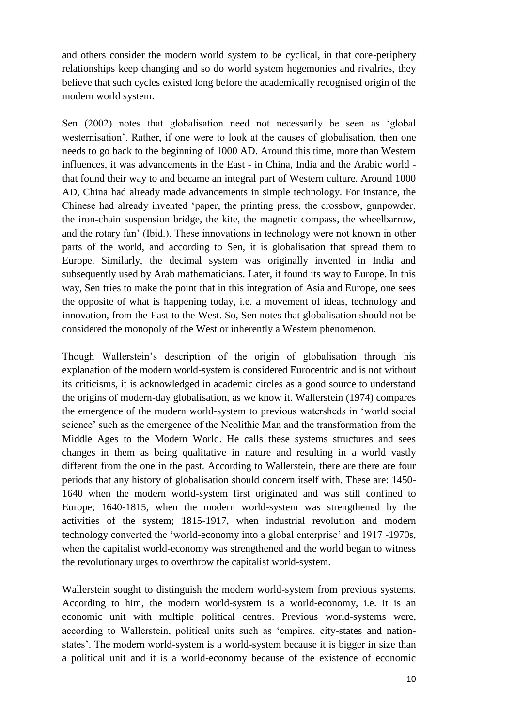and others consider the modern world system to be cyclical, in that core-periphery relationships keep changing and so do world system hegemonies and rivalries, they believe that such cycles existed long before the academically recognised origin of the modern world system.

Sen (2002) notes that globalisation need not necessarily be seen as 'global westernisation'. Rather, if one were to look at the causes of globalisation, then one needs to go back to the beginning of 1000 AD. Around this time, more than Western influences, it was advancements in the East - in China, India and the Arabic world - that found their way to and became an integral part of Western culture. Around 1000 AD, China had already made advancements in simple technology. For instance, the Chinese had already invented 'paper, the printing press, the crossbow, gunpowder, the iron-chain suspension bridge, the kite, the magnetic compass, the wheelbarrow, and the rotary fan' (Ibid.). These innovations in technology were not known in other parts of the world, and according to Sen, it is globalisation that spread them to Europe. Similarly, the decimal system was originally invented in India and subsequently used by Arab mathematicians. Later, it found its way to Europe. In this way, Sen tries to make the point that in this integration of Asia and Europe, one sees the opposite of what is happening today, i.e. a movement of ideas, technology and innovation, from the East to the West. So, Sen notes that globalisation should not be considered the monopoly of the West or inherently a Western phenomenon.

Though Wallerstein's description of the origin of globalisation through his explanation of the modern world-system is considered Eurocentric and is not without its criticisms, it is acknowledged in academic circles as a good source to understand the origins of modern-day globalisation, as we know it. Wallerstein (1974) compares the emergence of the modern world-system to previous watersheds in 'world social science' such as the emergence of the Neolithic Man and the transformation from the Middle Ages to the Modern World. He calls these systems structures and sees changes in them as being qualitative in nature and resulting in a world vastly different from the one in the past. According to Wallerstein, there are there are four periods that any history of globalisation should concern itself with. These are: 1450-1640 when the modern world-system first originated and was still confined to Europe; 1640-1815, when the modern world-system was strengthened by the activities of the system; 1815-1917, when industrial revolution and modern technology converted the 'world-economy into a global enterprise' and 1917 -1970s, when the capitalist world-economy was strengthened and the world began to witness the revolutionary urges to overthrow the capitalist world-system.

Wallerstein sought to distinguish the modern world-system from previous systems. According to him, the modern world-system is a world-economy, i.e. it is an economic unit with multiple political centres. Previous world-systems were, according to Wallerstein, political units such as 'empires, city-states and nation-states'. The modern world-system is a world-system because it is bigger in size than a political unit and it is a world-economy because of the existence of economic